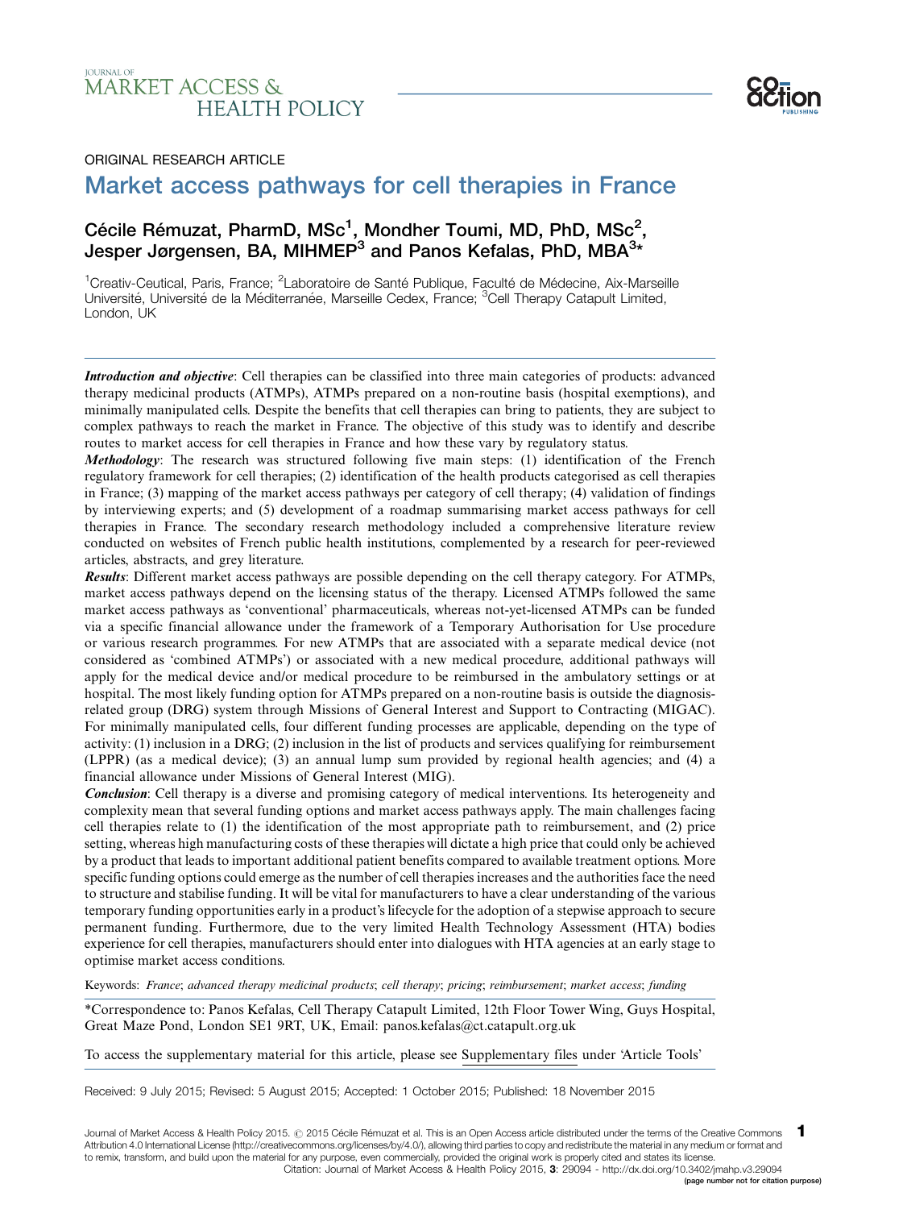ORIGINAL RESEARCH ARTICLE

# Market access pathways for cell therapies in France

## Cécile Rémuzat, PharmD, MSc[1], Mondher Toumi, MD, PhD, MSc[2], Jesper Jørgensen, BA, MIHMEP[3] and Panos Kefalas, PhD, MBA[3]*

[1]Creativ-Ceutical, Paris, France; [2]Laboratoire de Santé Publique, Faculté de Médecine, Aix-Marseille Université, Université de la Méditerranée, Marseille Cedex, France; [3]Cell Therapy Catapult Limited, London, UK

***Introduction and objective***: Cell therapies can be classified into three main categories of products: advanced therapy medicinal products (ATMPs), ATMPs prepared on a non-routine basis (hospital exemptions), and minimally manipulated cells. Despite the benefits that cell therapies can bring to patients, they are subject to complex pathways to reach the market in France. The objective of this study was to identify and describe routes to market access for cell therapies in France and how these vary by regulatory status.

***Methodology***: The research was structured following five main steps: (1) identification of the French regulatory framework for cell therapies; (2) identification of the health products categorised as cell therapies in France; (3) mapping of the market access pathways per category of cell therapy; (4) validation of findings by interviewing experts; and (5) development of a roadmap summarising market access pathways for cell therapies in France. The secondary research methodology included a comprehensive literature review conducted on websites of French public health institutions, complemented by a research for peer-reviewed articles, abstracts, and grey literature.

***Results***: Different market access pathways are possible depending on the cell therapy category. For ATMPs, market access pathways depend on the licensing status of the therapy. Licensed ATMPs followed the same market access pathways as 'conventional' pharmaceuticals, whereas not-yet-licensed ATMPs can be funded via a specific financial allowance under the framework of a Temporary Authorisation for Use procedure or various research programmes. For new ATMPs that are associated with a separate medical device (not considered as 'combined ATMPs') or associated with a new medical procedure, additional pathways will apply for the medical device and/or medical procedure to be reimbursed in the ambulatory settings or at hospital. The most likely funding option for ATMPs prepared on a non-routine basis is outside the diagnosis-related group (DRG) system through Missions of General Interest and Support to Contracting (MIGAC). For minimally manipulated cells, four different funding processes are applicable, depending on the type of activity: (1) inclusion in a DRG; (2) inclusion in the list of products and services qualifying for reimbursement (LPPR) (as a medical device); (3) an annual lump sum provided by regional health agencies; and (4) a financial allowance under Missions of General Interest (MIG).

***Conclusion***: Cell therapy is a diverse and promising category of medical interventions. Its heterogeneity and complexity mean that several funding options and market access pathways apply. The main challenges facing cell therapies relate to (1) the identification of the most appropriate path to reimbursement, and (2) price setting, whereas high manufacturing costs of these therapies will dictate a high price that could only be achieved by a product that leads to important additional patient benefits compared to available treatment options. More specific funding options could emerge as the number of cell therapies increases and the authorities face the need to structure and stabilise funding. It will be vital for manufacturers to have a clear understanding of the various temporary funding opportunities early in a product's lifecycle for the adoption of a stepwise approach to secure permanent funding. Furthermore, due to the very limited Health Technology Assessment (HTA) bodies experience for cell therapies, manufacturers should enter into dialogues with HTA agencies at an early stage to optimise market access conditions.

Keywords: *France*; *advanced therapy medicinal products*; *cell therapy*; *pricing*; *reimbursement*; *market access*; *funding*

*Correspondence to: Panos Kefalas, Cell Therapy Catapult Limited, 12th Floor Tower Wing, Guys Hospital, Great Maze Pond, London SE1 9RT, UK, Email: panos.kefalas@ct.catapult.org.uk

To access the supplementary material for this article, please see Supplementary files under 'Article Tools'

Received: 9 July 2015; Revised: 5 August 2015; Accepted: 1 October 2015; Published: 18 November 2015

Journal of Market Access & Health Policy 2015. © 2015 Cécile Rémuzat et al. This is an Open Access article distributed under the terms of the Creative Commons Attribution 4.0 International License (http://creativecommons.org/licenses/by/4.0/), allowing third parties to copy and redistribute the material in any medium or format and to remix, transform, and build upon the material for any purpose, even commercially, provided the original work is properly cited and states its license.
Citation: Journal of Market Access & Health Policy 2015, 3: 29094 - http://dx.doi.org/10.3402/jmahp.v3.29094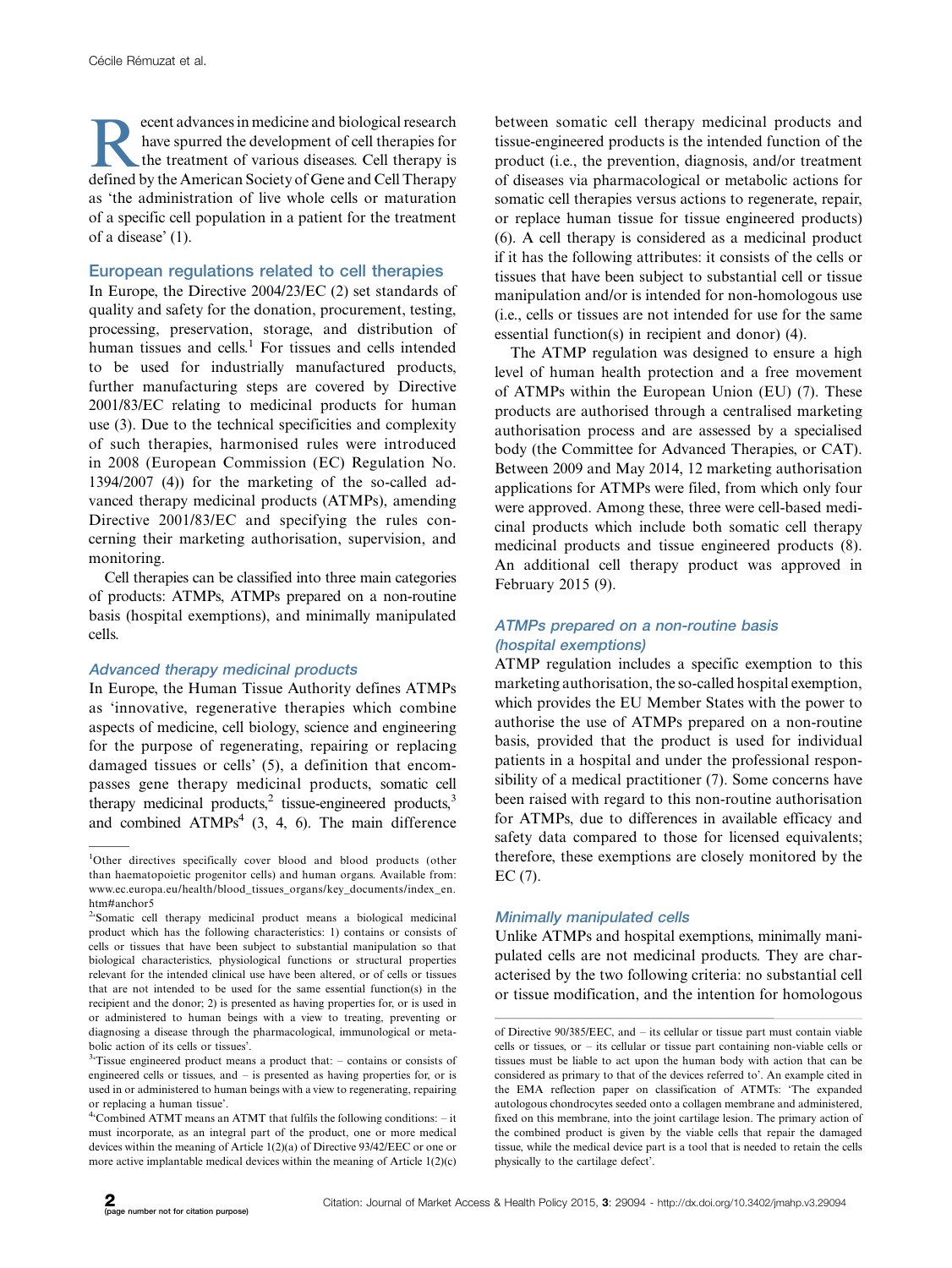Recent advances in medicine and biological research have spurred the development of cell therapies for the treatment of various diseases. Cell therapy is defined by the American Society of Gene and Cell Therapy as 'the administration of live whole cells or maturation of a specific cell population in a patient for the treatment of a disease' (1).

## European regulations related to cell therapies

In Europe, the Directive 2004/23/EC (2) set standards of quality and safety for the donation, procurement, testing, processing, preservation, storage, and distribution of human tissues and cells.[1] For tissues and cells intended to be used for industrially manufactured products, further manufacturing steps are covered by Directive 2001/83/EC relating to medicinal products for human use (3). Due to the technical specificities and complexity of such therapies, harmonised rules were introduced in 2008 (European Commission (EC) Regulation No. 1394/2007 (4)) for the marketing of the so-called advanced therapy medicinal products (ATMPs), amending Directive 2001/83/EC and specifying the rules concerning their marketing authorisation, supervision, and monitoring.

Cell therapies can be classified into three main categories of products: ATMPs, ATMPs prepared on a non-routine basis (hospital exemptions), and minimally manipulated cells.

### *Advanced therapy medicinal products*

In Europe, the Human Tissue Authority defines ATMPs as 'innovative, regenerative therapies which combine aspects of medicine, cell biology, science and engineering for the purpose of regenerating, repairing or replacing damaged tissues or cells' (5), a definition that encompasses gene therapy medicinal products, somatic cell therapy medicinal products,[2] tissue-engineered products,[3] and combined ATMPs[4] (3, 4, 6). The main difference between somatic cell therapy medicinal products and tissue-engineered products is the intended function of the product (i.e., the prevention, diagnosis, and/or treatment of diseases via pharmacological or metabolic actions for somatic cell therapies versus actions to regenerate, repair, or replace human tissue for tissue engineered products) (6). A cell therapy is considered as a medicinal product if it has the following attributes: it consists of the cells or tissues that have been subject to substantial cell or tissue manipulation and/or is intended for non-homologous use (i.e., cells or tissues are not intended for use for the same essential function(s) in recipient and donor) (4).

The ATMP regulation was designed to ensure a high level of human health protection and a free movement of ATMPs within the European Union (EU) (7). These products are authorised through a centralised marketing authorisation process and are assessed by a specialised body (the Committee for Advanced Therapies, or CAT). Between 2009 and May 2014, 12 marketing authorisation applications for ATMPs were filed, from which only four were approved. Among these, three were cell-based medicinal products which include both somatic cell therapy medicinal products and tissue engineered products (8). An additional cell therapy product was approved in February 2015 (9).

### *ATMPs prepared on a non-routine basis (hospital exemptions)*

ATMP regulation includes a specific exemption to this marketing authorisation, the so-called hospital exemption, which provides the EU Member States with the power to authorise the use of ATMPs prepared on a non-routine basis, provided that the product is used for individual patients in a hospital and under the professional responsibility of a medical practitioner (7). Some concerns have been raised with regard to this non-routine authorisation for ATMPs, due to differences in available efficacy and safety data compared to those for licensed equivalents; therefore, these exemptions are closely monitored by the EC (7).

### *Minimally manipulated cells*

Unlike ATMPs and hospital exemptions, minimally manipulated cells are not medicinal products. They are characterised by the two following criteria: no substantial cell or tissue modification, and the intention for homologous

---

[1] Other directives specifically cover blood and blood products (other than haematopoietic progenitor cells) and human organs. Available from: www.ec.europa.eu/health/blood_tissues_organs/key_documents/index_en.htm#anchor5

[2] 'Somatic cell therapy medicinal product means a biological medicinal product which has the following characteristics: 1) contains or consists of cells or tissues that have been subject to substantial manipulation so that biological characteristics, physiological functions or structural properties relevant for the intended clinical use have been altered, or of cells or tissues that are not intended to be used for the same essential function(s) in the recipient and the donor; 2) is presented as having properties for, or is used in or administered to human beings with a view to treating, preventing or diagnosing a disease through the pharmacological, immunological or metabolic action of its cells or tissues'.

[3] 'Tissue engineered product means a product that: – contains or consists of engineered cells or tissues, and – is presented as having properties for, or is used in or administered to human beings with a view to regenerating, repairing or replacing a human tissue'.

[4] 'Combined ATMT means an ATMT that fulfils the following conditions: – it must incorporate, as an integral part of the product, one or more medical devices within the meaning of Article 1(2)(a) of Directive 93/42/EEC or one or more active implantable medical devices within the meaning of Article 1(2)(c) of Directive 90/385/EEC, and – its cellular or tissue part must contain viable cells or tissues, or – its cellular or tissue part containing non-viable cells or tissues must be liable to act upon the human body with action that can be considered as primary to that of the devices referred to'. An example cited in the EMA reflection paper on classification of ATMTs: 'The expanded autologous chondrocytes seeded onto a collagen membrane and administered, fixed on this membrane, into the joint cartilage lesion. The primary action of the combined product is given by the viable cells that repair the damaged tissue, while the medical device part is a tool that is needed to retain the cells physically to the cartilage defect'.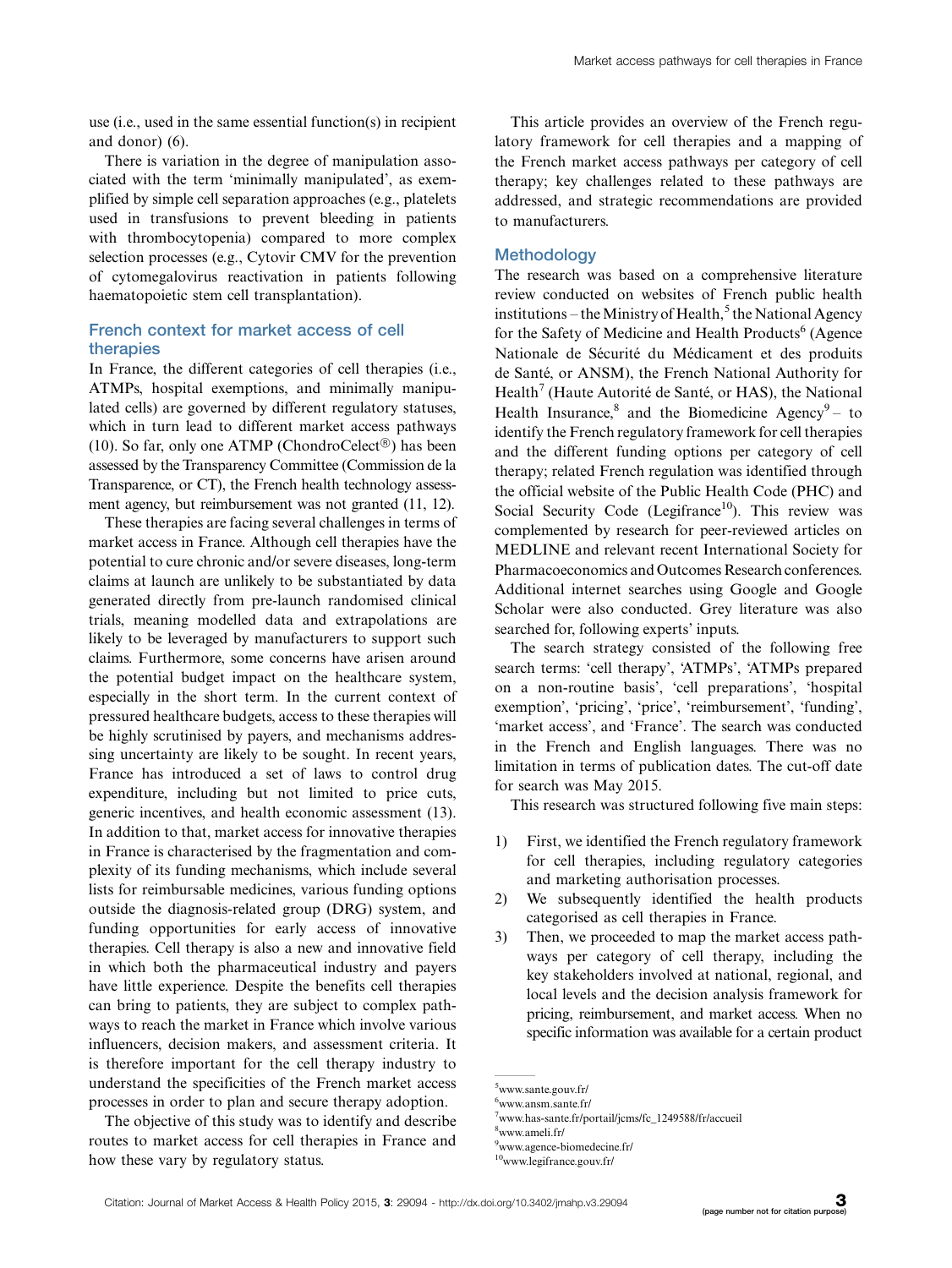use (i.e., used in the same essential function(s) in recipient and donor) (6).

There is variation in the degree of manipulation associated with the term 'minimally manipulated', as exemplified by simple cell separation approaches (e.g., platelets used in transfusions to prevent bleeding in patients with thrombocytopenia) compared to more complex selection processes (e.g., Cytovir CMV for the prevention of cytomegalovirus reactivation in patients following haematopoietic stem cell transplantation).

## French context for market access of cell therapies

In France, the different categories of cell therapies (i.e., ATMPs, hospital exemptions, and minimally manipulated cells) are governed by different regulatory statuses, which in turn lead to different market access pathways (10). So far, only one ATMP (ChondroCelect®) has been assessed by the Transparency Committee (Commission de la Transparence, or CT), the French health technology assessment agency, but reimbursement was not granted (11, 12).

These therapies are facing several challenges in terms of market access in France. Although cell therapies have the potential to cure chronic and/or severe diseases, long-term claims at launch are unlikely to be substantiated by data generated directly from pre-launch randomised clinical trials, meaning modelled data and extrapolations are likely to be leveraged by manufacturers to support such claims. Furthermore, some concerns have arisen around the potential budget impact on the healthcare system, especially in the short term. In the current context of pressured healthcare budgets, access to these therapies will be highly scrutinised by payers, and mechanisms addressing uncertainty are likely to be sought. In recent years, France has introduced a set of laws to control drug expenditure, including but not limited to price cuts, generic incentives, and health economic assessment (13). In addition to that, market access for innovative therapies in France is characterised by the fragmentation and complexity of its funding mechanisms, which include several lists for reimbursable medicines, various funding options outside the diagnosis-related group (DRG) system, and funding opportunities for early access of innovative therapies. Cell therapy is also a new and innovative field in which both the pharmaceutical industry and payers have little experience. Despite the benefits cell therapies can bring to patients, they are subject to complex pathways to reach the market in France which involve various influencers, decision makers, and assessment criteria. It is therefore important for the cell therapy industry to understand the specificities of the French market access processes in order to plan and secure therapy adoption.

The objective of this study was to identify and describe routes to market access for cell therapies in France and how these vary by regulatory status.

This article provides an overview of the French regulatory framework for cell therapies and a mapping of the French market access pathways per category of cell therapy; key challenges related to these pathways are addressed, and strategic recommendations are provided to manufacturers.

## Methodology

The research was based on a comprehensive literature review conducted on websites of French public health institutions – the Ministry of Health,[5] the National Agency for the Safety of Medicine and Health Products[6] (Agence Nationale de Sécurité du Médicament et des produits de Santé, or ANSM), the French National Authority for Health[7] (Haute Autorité de Santé, or HAS), the National Health Insurance,[8] and the Biomedicine Agency[9] – to identify the French regulatory framework for cell therapies and the different funding options per category of cell therapy; related French regulation was identified through the official website of the Public Health Code (PHC) and Social Security Code (Legifrance[10]). This review was complemented by research for peer-reviewed articles on MEDLINE and relevant recent International Society for Pharmacoeconomics and Outcomes Research conferences. Additional internet searches using Google and Google Scholar were also conducted. Grey literature was also searched for, following experts' inputs.

The search strategy consisted of the following free search terms: 'cell therapy', 'ATMPs', 'ATMPs prepared on a non-routine basis', 'cell preparations', 'hospital exemption', 'pricing', 'price', 'reimbursement', 'funding', 'market access', and 'France'. The search was conducted in the French and English languages. There was no limitation in terms of publication dates. The cut-off date for search was May 2015.

This research was structured following five main steps:

1) First, we identified the French regulatory framework for cell therapies, including regulatory categories and marketing authorisation processes.
2) We subsequently identified the health products categorised as cell therapies in France.
3) Then, we proceeded to map the market access pathways per category of cell therapy, including the key stakeholders involved at national, regional, and local levels and the decision analysis framework for pricing, reimbursement, and market access. When no specific information was available for a certain product

[5] www.sante.gouv.fr/
[6] www.ansm.sante.fr/
[7] www.has-sante.fr/portail/jcms/fc_1249588/fr/accueil
[8] www.ameli.fr/
[9] www.agence-biomedecine.fr/
[10] www.legifrance.gouv.fr/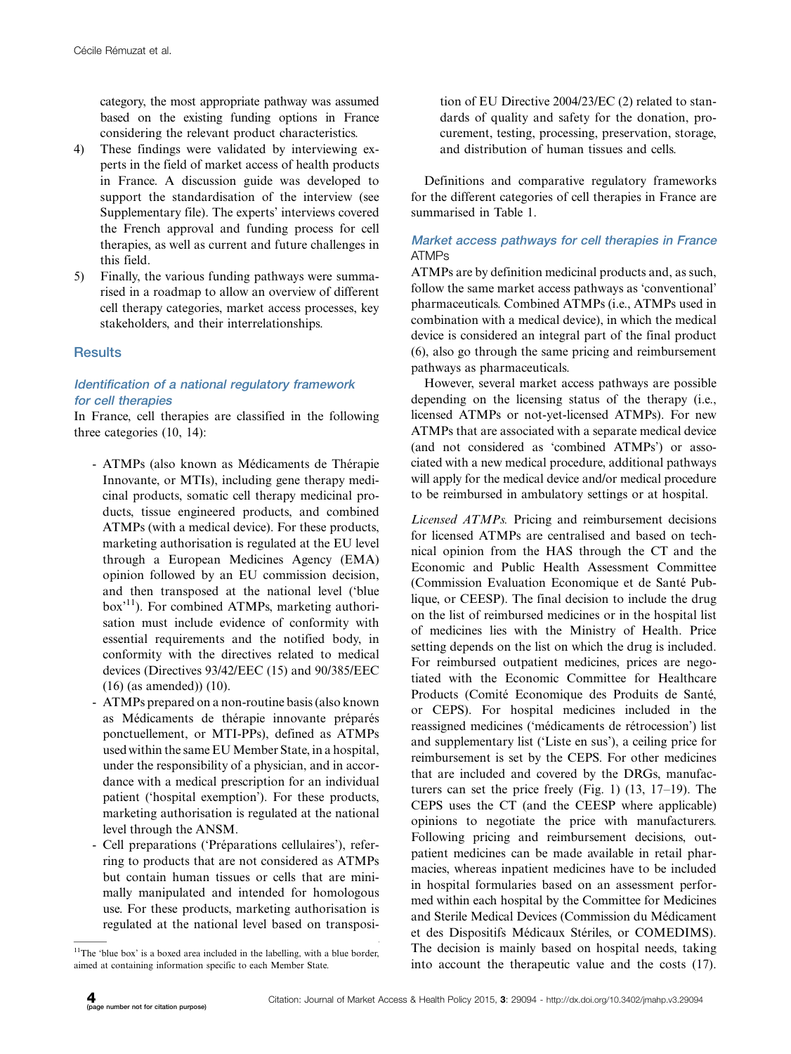category, the most appropriate pathway was assumed based on the existing funding options in France considering the relevant product characteristics.

4) These findings were validated by interviewing experts in the field of market access of health products in France. A discussion guide was developed to support the standardisation of the interview (see Supplementary file). The experts' interviews covered the French approval and funding process for cell therapies, as well as current and future challenges in this field.
5) Finally, the various funding pathways were summarised in a roadmap to allow an overview of different cell therapy categories, market access processes, key stakeholders, and their interrelationships.

## Results

### Identification of a national regulatory framework for cell therapies

In France, cell therapies are classified in the following three categories (10, 14):

- ATMPs (also known as Médicaments de Thérapie Innovante, or MTIs), including gene therapy medicinal products, somatic cell therapy medicinal products, tissue engineered products, and combined ATMPs (with a medical device). For these products, marketing authorisation is regulated at the EU level through a European Medicines Agency (EMA) opinion followed by an EU commission decision, and then transposed at the national level ('blue box'[11]). For combined ATMPs, marketing authorisation must include evidence of conformity with essential requirements and the notified body, in conformity with the directives related to medical devices (Directives 93/42/EEC (15) and 90/385/EEC (16) (as amended)) (10).
- ATMPs prepared on a non-routine basis (also known as Médicaments de thérapie innovante préparés ponctuellement, or MTI-PPs), defined as ATMPs used within the same EU Member State, in a hospital, under the responsibility of a physician, and in accordance with a medical prescription for an individual patient ('hospital exemption'). For these products, marketing authorisation is regulated at the national level through the ANSM.
- Cell preparations ('Préparations cellulaires'), referring to products that are not considered as ATMPs but contain human tissues or cells that are minimally manipulated and intended for homologous use. For these products, marketing authorisation is regulated at the national level based on transposition of EU Directive 2004/23/EC (2) related to standards of quality and safety for the donation, procurement, testing, processing, preservation, storage, and distribution of human tissues and cells.

Definitions and comparative regulatory frameworks for the different categories of cell therapies in France are summarised in Table 1.

### Market access pathways for cell therapies in France

#### ATMPs

ATMPs are by definition medicinal products and, as such, follow the same market access pathways as 'conventional' pharmaceuticals. Combined ATMPs (i.e., ATMPs used in combination with a medical device), in which the medical device is considered an integral part of the final product (6), also go through the same pricing and reimbursement pathways as pharmaceuticals.

However, several market access pathways are possible depending on the licensing status of the therapy (i.e., licensed ATMPs or not-yet-licensed ATMPs). For new ATMPs that are associated with a separate medical device (and not considered as 'combined ATMPs') or associated with a new medical procedure, additional pathways will apply for the medical device and/or medical procedure to be reimbursed in ambulatory settings or at hospital.

*Licensed ATMPs.* Pricing and reimbursement decisions for licensed ATMPs are centralised and based on technical opinion from the HAS through the CT and the Economic and Public Health Assessment Committee (Commission Evaluation Economique et de Santé Publique, or CEESP). The final decision to include the drug on the list of reimbursed medicines or in the hospital list of medicines lies with the Ministry of Health. Price setting depends on the list on which the drug is included. For reimbursed outpatient medicines, prices are negotiated with the Economic Committee for Healthcare Products (Comité Economique des Produits de Santé, or CEPS). For hospital medicines included in the reassigned medicines ('médicaments de rétrocession') list and supplementary list ('Liste en sus'), a ceiling price for reimbursement is set by the CEPS. For other medicines that are included and covered by the DRGs, manufacturers can set the price freely (Fig. 1) (13, 17–19). The CEPS uses the CT (and the CEESP where applicable) opinions to negotiate the price with manufacturers. Following pricing and reimbursement decisions, outpatient medicines can be made available in retail pharmacies, whereas inpatient medicines have to be included in hospital formularies based on an assessment performed within each hospital by the Committee for Medicines and Sterile Medical Devices (Commission du Médicament et des Dispositifs Médicaux Stériles, or COMEDIMS). The decision is mainly based on hospital needs, taking into account the therapeutic value and the costs (17).

[11] The 'blue box' is a boxed area included in the labelling, with a blue border, aimed at containing information specific to each Member State.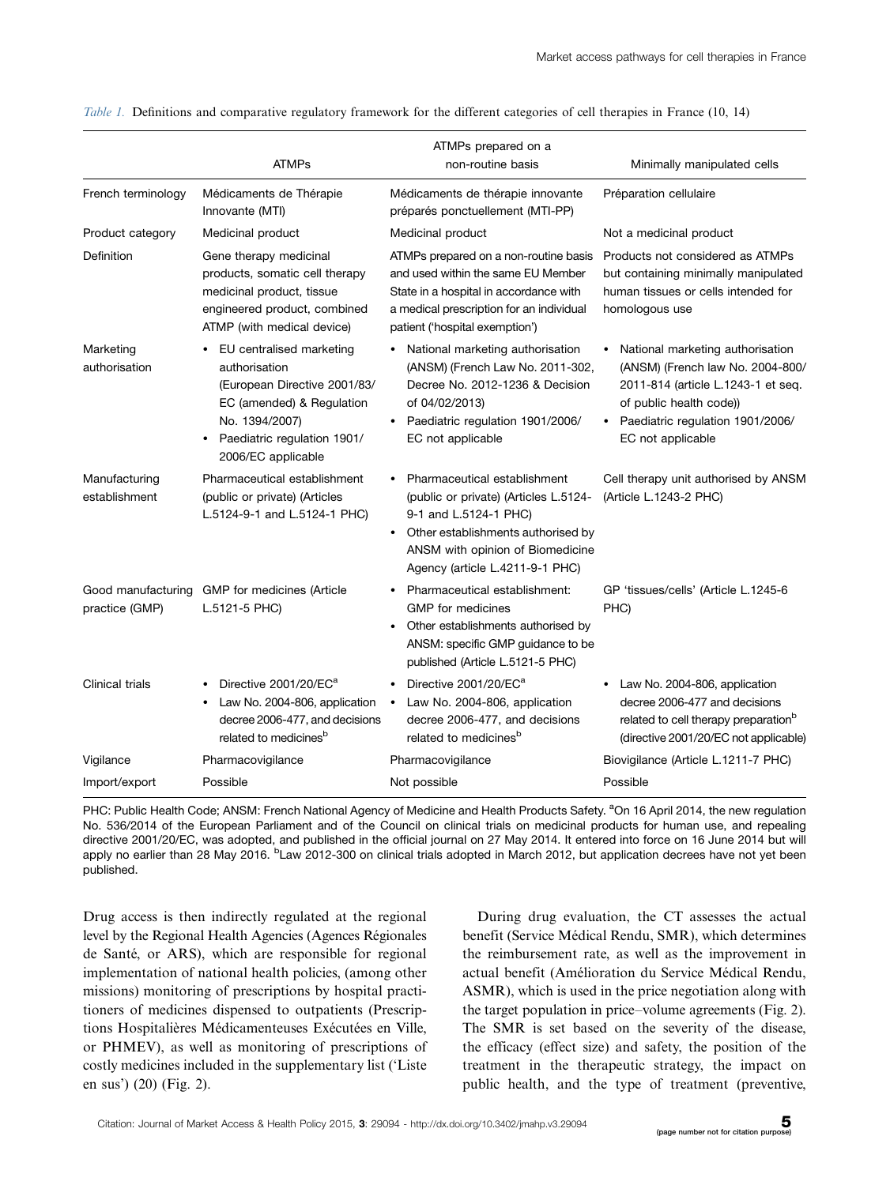*Table 1.* Definitions and comparative regulatory framework for the different categories of cell therapies in France (10, 14)

| | ATMPs | ATMPs prepared on a non-routine basis | Minimally manipulated cells |
|---|---|---|---|
| French terminology | Médicaments de Thérapie Innovante (MTI) | Médicaments de thérapie innovante préparés ponctuellement (MTI-PP) | Préparation cellulaire |
| Product category | Medicinal product | Medicinal product | Not a medicinal product |
| Definition | Gene therapy medicinal products, somatic cell therapy medicinal product, tissue engineered product, combined ATMP (with medical device) | ATMPs prepared on a non-routine basis and used within the same EU Member State in a hospital in accordance with a medical prescription for an individual patient ('hospital exemption') | Products not considered as ATMPs but containing minimally manipulated human tissues or cells intended for homologous use |
| Marketing authorisation | • EU centralised marketing authorisation (European Directive 2001/83/EC (amended) & Regulation No. 1394/2007)<br>• Paediatric regulation 1901/2006/EC applicable | • National marketing authorisation (ANSM) (French Law No. 2011-302, Decree No. 2012-1236 & Decision of 04/02/2013)<br>• Paediatric regulation 1901/2006/EC not applicable | • National marketing authorisation (ANSM) (French law No. 2004-800/2011-814 (article L.1243-1 et seq. of public health code))<br>• Paediatric regulation 1901/2006/EC not applicable |
| Manufacturing establishment | Pharmaceutical establishment (public or private) (Articles L.5124-9-1 and L.5124-1 PHC) | • Pharmaceutical establishment (public or private) (Articles L.5124-9-1 and L.5124-1 PHC)<br>• Other establishments authorised by ANSM with opinion of Biomedicine Agency (article L.4211-9-1 PHC) | Cell therapy unit authorised by ANSM (Article L.1243-2 PHC) |
| Good manufacturing practice (GMP) | GMP for medicines (Article L.5121-5 PHC) | • Pharmaceutical establishment: GMP for medicines<br>• Other establishments authorised by ANSM: specific GMP guidance to be published (Article L.5121-5 PHC) | GP 'tissues/cells' (Article L.1245-6 PHC) |
| Clinical trials | • Directive 2001/20/EC[a]<br>• Law No. 2004-806, application decree 2006-477, and decisions related to medicines[b] | • Directive 2001/20/EC[a]<br>• Law No. 2004-806, application decree 2006-477, and decisions related to medicines[b] | • Law No. 2004-806, application decree 2006-477 and decisions related to cell therapy preparation[b] (directive 2001/20/EC not applicable) |
| Vigilance | Pharmacovigilance | Pharmacovigilance | Biovigilance (Article L.1211-7 PHC) |
| Import/export | Possible | Not possible | Possible |

PHC: Public Health Code; ANSM: French National Agency of Medicine and Health Products Safety. [a]On 16 April 2014, the new regulation No. 536/2014 of the European Parliament and of the Council on clinical trials on medicinal products for human use, and repealing directive 2001/20/EC, was adopted, and published in the official journal on 27 May 2014. It entered into force on 16 June 2014 but will apply no earlier than 28 May 2016. [b]Law 2012-300 on clinical trials adopted in March 2012, but application decrees have not yet been published.

Drug access is then indirectly regulated at the regional level by the Regional Health Agencies (Agences Régionales de Santé, or ARS), which are responsible for regional implementation of national health policies, (among other missions) monitoring of prescriptions by hospital practitioners of medicines dispensed to outpatients (Prescriptions Hospitalières Médicamenteuses Exécutées en Ville, or PHMEV), as well as monitoring of prescriptions of costly medicines included in the supplementary list ('Liste en sus') (20) (Fig. 2).

During drug evaluation, the CT assesses the actual benefit (Service Médical Rendu, SMR), which determines the reimbursement rate, as well as the improvement in actual benefit (Amélioration du Service Médical Rendu, ASMR), which is used in the price negotiation along with the target population in price–volume agreements (Fig. 2). The SMR is set based on the severity of the disease, the efficacy (effect size) and safety, the position of the treatment in the therapeutic strategy, the impact on public health, and the type of treatment (preventive,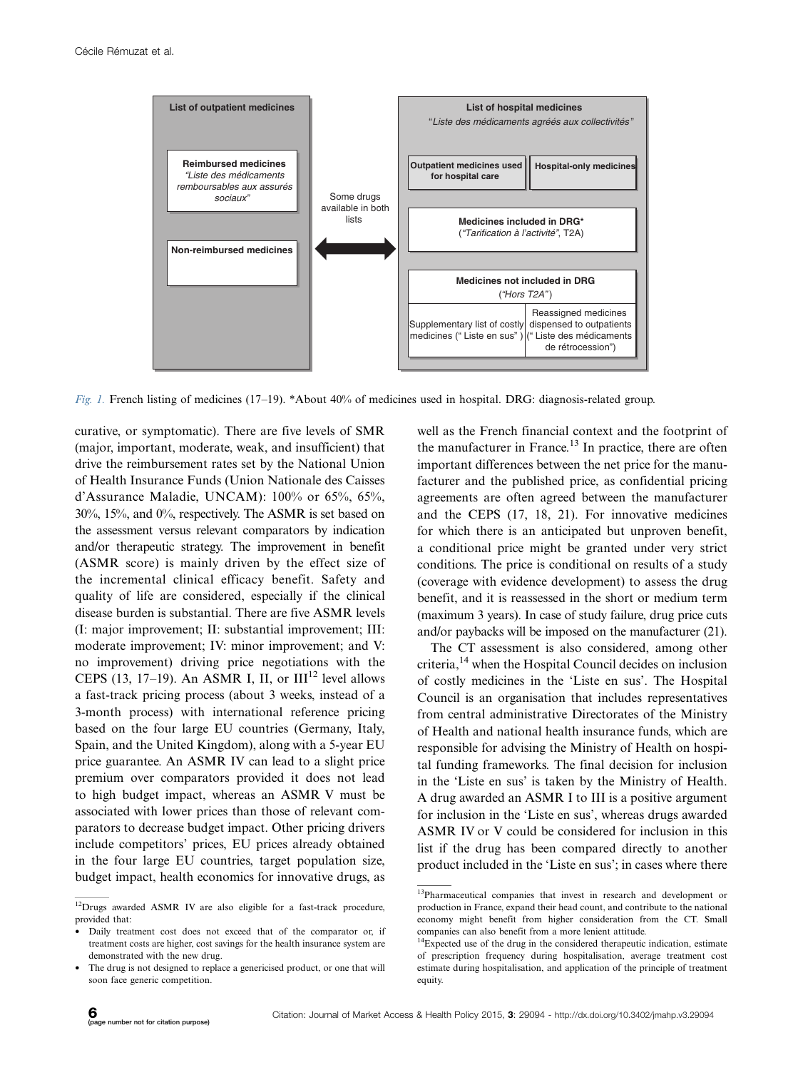**List of outpatient medicines**

- **Reimbursed medicines** *"Liste des médicaments remboursables aux assurés sociaux"*
- **Non-reimbursed medicines**

Some drugs available in both lists

**List of hospital medicines** *"Liste des médicaments agréés aux collectivités"*

- **Outpatient medicines used for hospital care**
- **Hospital-only medicines**
- **Medicines included in DRG*** (*"Tarification à l'activité"*, T2A)
- **Medicines not included in DRG** (*"Hors T2A"*)
  - Supplementary list of costly medicines (" Liste en sus" )
  - Reassigned medicines dispensed to outpatients (" Liste des médicaments de rétrocession")

*Fig. 1.* French listing of medicines (17–19). *About 40% of medicines used in hospital. DRG: diagnosis-related group.

curative, or symptomatic). There are five levels of SMR (major, important, moderate, weak, and insufficient) that drive the reimbursement rates set by the National Union of Health Insurance Funds (Union Nationale des Caisses d'Assurance Maladie, UNCAM): 100% or 65%, 65%, 30%, 15%, and 0%, respectively. The ASMR is set based on the assessment versus relevant comparators by indication and/or therapeutic strategy. The improvement in benefit (ASMR score) is mainly driven by the effect size of the incremental clinical efficacy benefit. Safety and quality of life are considered, especially if the clinical disease burden is substantial. There are five ASMR levels (I: major improvement; II: substantial improvement; III: moderate improvement; IV: minor improvement; and V: no improvement) driving price negotiations with the CEPS (13, 17–19). An ASMR I, II, or III[12] level allows a fast-track pricing process (about 3 weeks, instead of a 3-month process) with international reference pricing based on the four large EU countries (Germany, Italy, Spain, and the United Kingdom), along with a 5-year EU price guarantee. An ASMR IV can lead to a slight price premium over comparators provided it does not lead to high budget impact, whereas an ASMR V must be associated with lower prices than those of relevant comparators to decrease budget impact. Other pricing drivers include competitors' prices, EU prices already obtained in the four large EU countries, target population size, budget impact, health economics for innovative drugs, as well as the French financial context and the footprint of the manufacturer in France.[13] In practice, there are often important differences between the net price for the manufacturer and the published price, as confidential pricing agreements are often agreed between the manufacturer and the CEPS (17, 18, 21). For innovative medicines for which there is an anticipated but unproven benefit, a conditional price might be granted under very strict conditions. The price is conditional on results of a study (coverage with evidence development) to assess the drug benefit, and it is reassessed in the short or medium term (maximum 3 years). In case of study failure, drug price cuts and/or paybacks will be imposed on the manufacturer (21).

The CT assessment is also considered, among other criteria,[14] when the Hospital Council decides on inclusion of costly medicines in the 'Liste en sus'. The Hospital Council is an organisation that includes representatives from central administrative Directorates of the Ministry of Health and national health insurance funds, which are responsible for advising the Ministry of Health on hospital funding frameworks. The final decision for inclusion in the 'Liste en sus' is taken by the Ministry of Health. A drug awarded an ASMR I to III is a positive argument for inclusion in the 'Liste en sus', whereas drugs awarded ASMR IV or V could be considered for inclusion in this list if the drug has been compared directly to another product included in the 'Liste en sus'; in cases where there

[12] Drugs awarded ASMR IV are also eligible for a fast-track procedure, provided that:

- Daily treatment cost does not exceed that of the comparator or, if treatment costs are higher, cost savings for the health insurance system are demonstrated with the new drug.
- The drug is not designed to replace a genericised product, or one that will soon face generic competition.

[13] Pharmaceutical companies that invest in research and development or production in France, expand their head count, and contribute to the national economy might benefit from higher consideration from the CT. Small companies can also benefit from a more lenient attitude.

[14] Expected use of the drug in the considered therapeutic indication, estimate of prescription frequency during hospitalisation, average treatment cost estimate during hospitalisation, and application of the principle of treatment equity.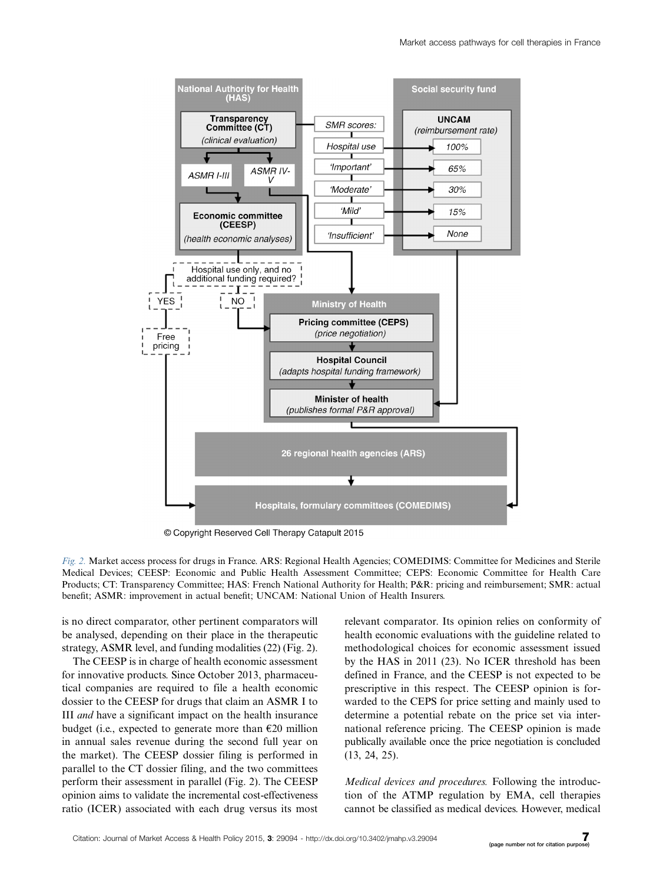© Copyright Reserved Cell Therapy Catapult 2015

*Fig. 2.* Market access process for drugs in France. ARS: Regional Health Agencies; COMEDIMS: Committee for Medicines and Sterile Medical Devices; CEESP: Economic and Public Health Assessment Committee; CEPS: Economic Committee for Health Care Products; CT: Transparency Committee; HAS: French National Authority for Health; P&R: pricing and reimbursement; SMR: actual benefit; ASMR: improvement in actual benefit; UNCAM: National Union of Health Insurers.

is no direct comparator, other pertinent comparators will be analysed, depending on their place in the therapeutic strategy, ASMR level, and funding modalities (22) (Fig. 2).

The CEESP is in charge of health economic assessment for innovative products. Since October 2013, pharmaceutical companies are required to file a health economic dossier to the CEESP for drugs that claim an ASMR I to III *and* have a significant impact on the health insurance budget (i.e., expected to generate more than €20 million in annual sales revenue during the second full year on the market). The CEESP dossier filing is performed in parallel to the CT dossier filing, and the two committees perform their assessment in parallel (Fig. 2). The CEESP opinion aims to validate the incremental cost-effectiveness ratio (ICER) associated with each drug versus its most relevant comparator. Its opinion relies on conformity of health economic evaluations with the guideline related to methodological choices for economic assessment issued by the HAS in 2011 (23). No ICER threshold has been defined in France, and the CEESP is not expected to be prescriptive in this respect. The CEESP opinion is forwarded to the CEPS for price setting and mainly used to determine a potential rebate on the price set via international reference pricing. The CEESP opinion is made publically available once the price negotiation is concluded (13, 24, 25).

*Medical devices and procedures.* Following the introduction of the ATMP regulation by EMA, cell therapies cannot be classified as medical devices. However, medical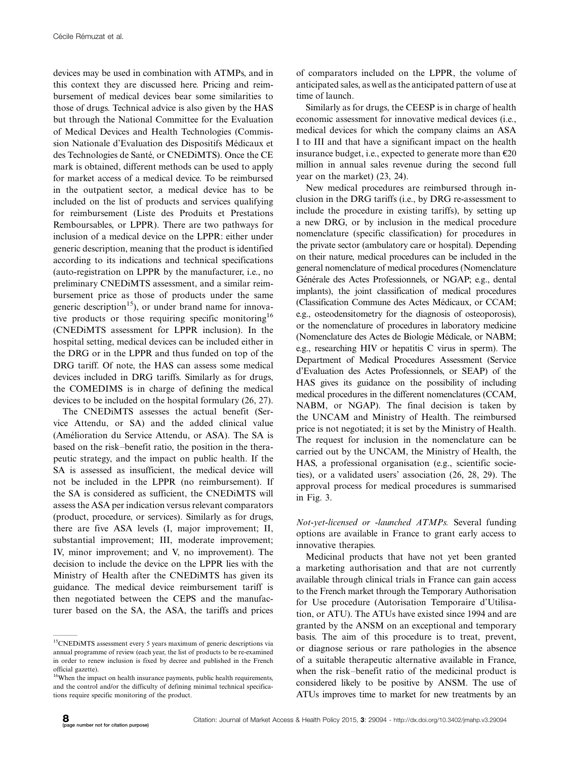devices may be used in combination with ATMPs, and in this context they are discussed here. Pricing and reimbursement of medical devices bear some similarities to those of drugs. Technical advice is also given by the HAS but through the National Committee for the Evaluation of Medical Devices and Health Technologies (Commission Nationale d'Evaluation des Dispositifs Médicaux et des Technologies de Santé, or CNEDiMTS). Once the CE mark is obtained, different methods can be used to apply for market access of a medical device. To be reimbursed in the outpatient sector, a medical device has to be included on the list of products and services qualifying for reimbursement (Liste des Produits et Prestations Remboursables, or LPPR). There are two pathways for inclusion of a medical device on the LPPR: either under generic description, meaning that the product is identified according to its indications and technical specifications (auto-registration on LPPR by the manufacturer, i.e., no preliminary CNEDiMTS assessment, and a similar reimbursement price as those of products under the same generic description[15]), or under brand name for innovative products or those requiring specific monitoring[16] (CNEDiMTS assessment for LPPR inclusion). In the hospital setting, medical devices can be included either in the DRG or in the LPPR and thus funded on top of the DRG tariff. Of note, the HAS can assess some medical devices included in DRG tariffs. Similarly as for drugs, the COMEDIMS is in charge of defining the medical devices to be included on the hospital formulary (26, 27).

The CNEDiMTS assesses the actual benefit (Service Attendu, or SA) and the added clinical value (Amélioration du Service Attendu, or ASA). The SA is based on the risk–benefit ratio, the position in the therapeutic strategy, and the impact on public health. If the SA is assessed as insufficient, the medical device will not be included in the LPPR (no reimbursement). If the SA is considered as sufficient, the CNEDiMTS will assess the ASA per indication versus relevant comparators (product, procedure, or services). Similarly as for drugs, there are five ASA levels (I, major improvement; II, substantial improvement; III, moderate improvement; IV, minor improvement; and V, no improvement). The decision to include the device on the LPPR lies with the Ministry of Health after the CNEDiMTS has given its guidance. The medical device reimbursement tariff is then negotiated between the CEPS and the manufacturer based on the SA, the ASA, the tariffs and prices of comparators included on the LPPR, the volume of anticipated sales, as well as the anticipated pattern of use at time of launch.

Similarly as for drugs, the CEESP is in charge of health economic assessment for innovative medical devices (i.e., medical devices for which the company claims an ASA I to III and that have a significant impact on the health insurance budget, i.e., expected to generate more than €20 million in annual sales revenue during the second full year on the market) (23, 24).

New medical procedures are reimbursed through inclusion in the DRG tariffs (i.e., by DRG re-assessment to include the procedure in existing tariffs), by setting up a new DRG, or by inclusion in the medical procedure nomenclature (specific classification) for procedures in the private sector (ambulatory care or hospital). Depending on their nature, medical procedures can be included in the general nomenclature of medical procedures (Nomenclature Générale des Actes Professionnels, or NGAP; e.g., dental implants), the joint classification of medical procedures (Classification Commune des Actes Médicaux, or CCAM; e.g., osteodensitometry for the diagnosis of osteoporosis), or the nomenclature of procedures in laboratory medicine (Nomenclature des Actes de Biologie Médicale, or NABM; e.g., researching HIV or hepatitis C virus in sperm). The Department of Medical Procedures Assessment (Service d'Evaluation des Actes Professionnels, or SEAP) of the HAS gives its guidance on the possibility of including medical procedures in the different nomenclatures (CCAM, NABM, or NGAP). The final decision is taken by the UNCAM and Ministry of Health. The reimbursed price is not negotiated; it is set by the Ministry of Health. The request for inclusion in the nomenclature can be carried out by the UNCAM, the Ministry of Health, the HAS, a professional organisation (e.g., scientific societies), or a validated users' association (26, 28, 29). The approval process for medical procedures is summarised in Fig. 3.

*Not-yet-licensed or -launched ATMPs.* Several funding options are available in France to grant early access to innovative therapies.

Medicinal products that have not yet been granted a marketing authorisation and that are not currently available through clinical trials in France can gain access to the French market through the Temporary Authorisation for Use procedure (Autorisation Temporaire d'Utilisation, or ATU). The ATUs have existed since 1994 and are granted by the ANSM on an exceptional and temporary basis. The aim of this procedure is to treat, prevent, or diagnose serious or rare pathologies in the absence of a suitable therapeutic alternative available in France, when the risk–benefit ratio of the medicinal product is considered likely to be positive by ANSM. The use of ATUs improves time to market for new treatments by an

[15] CNEDiMTS assessment every 5 years maximum of generic descriptions via annual programme of review (each year, the list of products to be re-examined in order to renew inclusion is fixed by decree and published in the French official gazette).

[16] When the impact on health insurance payments, public health requirements, and the control and/or the difficulty of defining minimal technical specifications require specific monitoring of the product.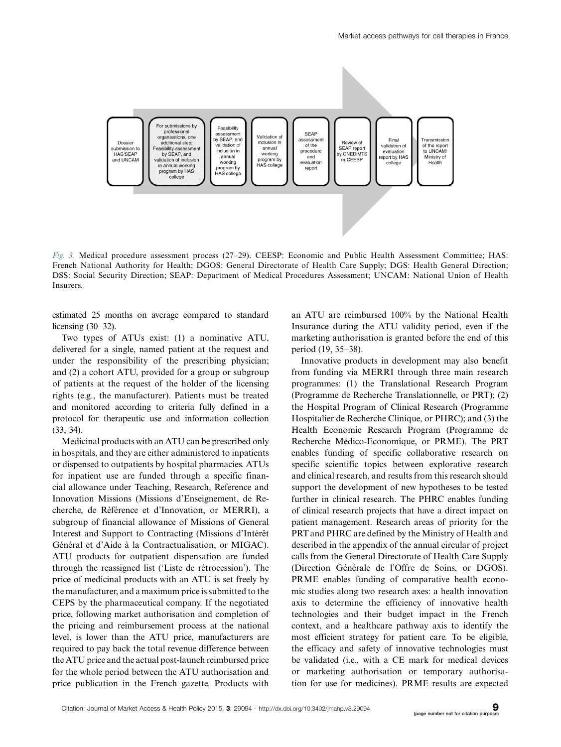Dossier submission to HAS/SEAP and UNCAM

For submissions by professional organisations, one additional step: Feasibility assessment by SEAP, and validation of inclusion in annual working program by HAS college

Feasibility assessment by SEAP, and validation of inclusion in annual working program by HAS college

Validation of inclusion in annual working program by HAS college

SEAP assessment of the procedure and evaluation report

Review of SEAP report by CNEDiMTS or CEESP

Final validation of evaluation report by HAS college

Transmission of the report to UNCAM/ Ministry of Health

*Fig. 3.* Medical procedure assessment process (27–29). CEESP: Economic and Public Health Assessment Committee; HAS: French National Authority for Health; DGOS: General Directorate of Health Care Supply; DGS: Health General Direction; DSS: Social Security Direction; SEAP: Department of Medical Procedures Assessment; UNCAM: National Union of Health Insurers.

estimated 25 months on average compared to standard licensing (30–32).

Two types of ATUs exist: (1) a nominative ATU, delivered for a single, named patient at the request and under the responsibility of the prescribing physician; and (2) a cohort ATU, provided for a group or subgroup of patients at the request of the holder of the licensing rights (e.g., the manufacturer). Patients must be treated and monitored according to criteria fully defined in a protocol for therapeutic use and information collection (33, 34).

Medicinal products with an ATU can be prescribed only in hospitals, and they are either administered to inpatients or dispensed to outpatients by hospital pharmacies. ATUs for inpatient use are funded through a specific financial allowance under Teaching, Research, Reference and Innovation Missions (Missions d'Enseignement, de Recherche, de Référence et d'Innovation, or MERRI), a subgroup of financial allowance of Missions of General Interest and Support to Contracting (Missions d'Intérêt Général et d'Aide à la Contractualisation, or MIGAC). ATU products for outpatient dispensation are funded through the reassigned list ('Liste de rétrocession'). The price of medicinal products with an ATU is set freely by the manufacturer, and a maximum price is submitted to the CEPS by the pharmaceutical company. If the negotiated price, following market authorisation and completion of the pricing and reimbursement process at the national level, is lower than the ATU price, manufacturers are required to pay back the total revenue difference between the ATU price and the actual post-launch reimbursed price for the whole period between the ATU authorisation and price publication in the French gazette. Products with an ATU are reimbursed 100% by the National Health Insurance during the ATU validity period, even if the marketing authorisation is granted before the end of this period (19, 35–38).

Innovative products in development may also benefit from funding via MERRI through three main research programmes: (1) the Translational Research Program (Programme de Recherche Translationnelle, or PRT); (2) the Hospital Program of Clinical Research (Programme Hospitalier de Recherche Clinique, or PHRC); and (3) the Health Economic Research Program (Programme de Recherche Médico-Economique, or PRME). The PRT enables funding of specific collaborative research on specific scientific topics between explorative research and clinical research, and results from this research should support the development of new hypotheses to be tested further in clinical research. The PHRC enables funding of clinical research projects that have a direct impact on patient management. Research areas of priority for the PRT and PHRC are defined by the Ministry of Health and described in the appendix of the annual circular of project calls from the General Directorate of Health Care Supply (Direction Générale de l'Offre de Soins, or DGOS). PRME enables funding of comparative health economic studies along two research axes: a health innovation axis to determine the efficiency of innovative health technologies and their budget impact in the French context, and a healthcare pathway axis to identify the most efficient strategy for patient care. To be eligible, the efficacy and safety of innovative technologies must be validated (i.e., with a CE mark for medical devices or marketing authorisation or temporary authorisation for use for medicines). PRME results are expected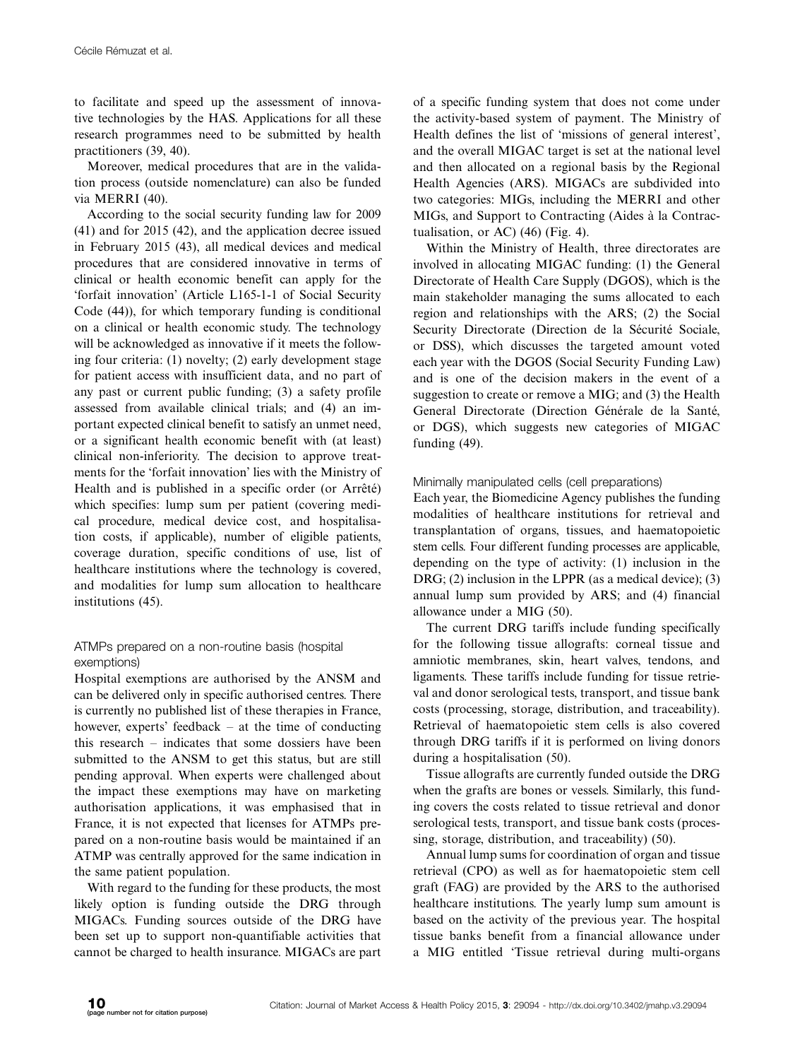to facilitate and speed up the assessment of innovative technologies by the HAS. Applications for all these research programmes need to be submitted by health practitioners (39, 40).

Moreover, medical procedures that are in the validation process (outside nomenclature) can also be funded via MERRI (40).

According to the social security funding law for 2009 (41) and for 2015 (42), and the application decree issued in February 2015 (43), all medical devices and medical procedures that are considered innovative in terms of clinical or health economic benefit can apply for the 'forfait innovation' (Article L165-1-1 of Social Security Code (44)), for which temporary funding is conditional on a clinical or health economic study. The technology will be acknowledged as innovative if it meets the following four criteria: (1) novelty; (2) early development stage for patient access with insufficient data, and no part of any past or current public funding; (3) a safety profile assessed from available clinical trials; and (4) an important expected clinical benefit to satisfy an unmet need, or a significant health economic benefit with (at least) clinical non-inferiority. The decision to approve treatments for the 'forfait innovation' lies with the Ministry of Health and is published in a specific order (or Arrêté) which specifies: lump sum per patient (covering medical procedure, medical device cost, and hospitalisation costs, if applicable), number of eligible patients, coverage duration, specific conditions of use, list of healthcare institutions where the technology is covered, and modalities for lump sum allocation to healthcare institutions (45).

### ATMPs prepared on a non-routine basis (hospital exemptions)

Hospital exemptions are authorised by the ANSM and can be delivered only in specific authorised centres. There is currently no published list of these therapies in France, however, experts' feedback – at the time of conducting this research – indicates that some dossiers have been submitted to the ANSM to get this status, but are still pending approval. When experts were challenged about the impact these exemptions may have on marketing authorisation applications, it was emphasised that in France, it is not expected that licenses for ATMPs prepared on a non-routine basis would be maintained if an ATMP was centrally approved for the same indication in the same patient population.

With regard to the funding for these products, the most likely option is funding outside the DRG through MIGACs. Funding sources outside of the DRG have been set up to support non-quantifiable activities that cannot be charged to health insurance. MIGACs are part of a specific funding system that does not come under the activity-based system of payment. The Ministry of Health defines the list of 'missions of general interest', and the overall MIGAC target is set at the national level and then allocated on a regional basis by the Regional Health Agencies (ARS). MIGACs are subdivided into two categories: MIGs, including the MERRI and other MIGs, and Support to Contracting (Aides à la Contractualisation, or AC) (46) (Fig. 4).

Within the Ministry of Health, three directorates are involved in allocating MIGAC funding: (1) the General Directorate of Health Care Supply (DGOS), which is the main stakeholder managing the sums allocated to each region and relationships with the ARS; (2) the Social Security Directorate (Direction de la Sécurité Sociale, or DSS), which discusses the targeted amount voted each year with the DGOS (Social Security Funding Law) and is one of the decision makers in the event of a suggestion to create or remove a MIG; and (3) the Health General Directorate (Direction Générale de la Santé, or DGS), which suggests new categories of MIGAC funding (49).

### Minimally manipulated cells (cell preparations)

Each year, the Biomedicine Agency publishes the funding modalities of healthcare institutions for retrieval and transplantation of organs, tissues, and haematopoietic stem cells. Four different funding processes are applicable, depending on the type of activity: (1) inclusion in the DRG; (2) inclusion in the LPPR (as a medical device); (3) annual lump sum provided by ARS; and (4) financial allowance under a MIG (50).

The current DRG tariffs include funding specifically for the following tissue allografts: corneal tissue and amniotic membranes, skin, heart valves, tendons, and ligaments. These tariffs include funding for tissue retrieval and donor serological tests, transport, and tissue bank costs (processing, storage, distribution, and traceability). Retrieval of haematopoietic stem cells is also covered through DRG tariffs if it is performed on living donors during a hospitalisation (50).

Tissue allografts are currently funded outside the DRG when the grafts are bones or vessels. Similarly, this funding covers the costs related to tissue retrieval and donor serological tests, transport, and tissue bank costs (processing, storage, distribution, and traceability) (50).

Annual lump sums for coordination of organ and tissue retrieval (CPO) as well as for haematopoietic stem cell graft (FAG) are provided by the ARS to the authorised healthcare institutions. The yearly lump sum amount is based on the activity of the previous year. The hospital tissue banks benefit from a financial allowance under a MIG entitled 'Tissue retrieval during multi-organs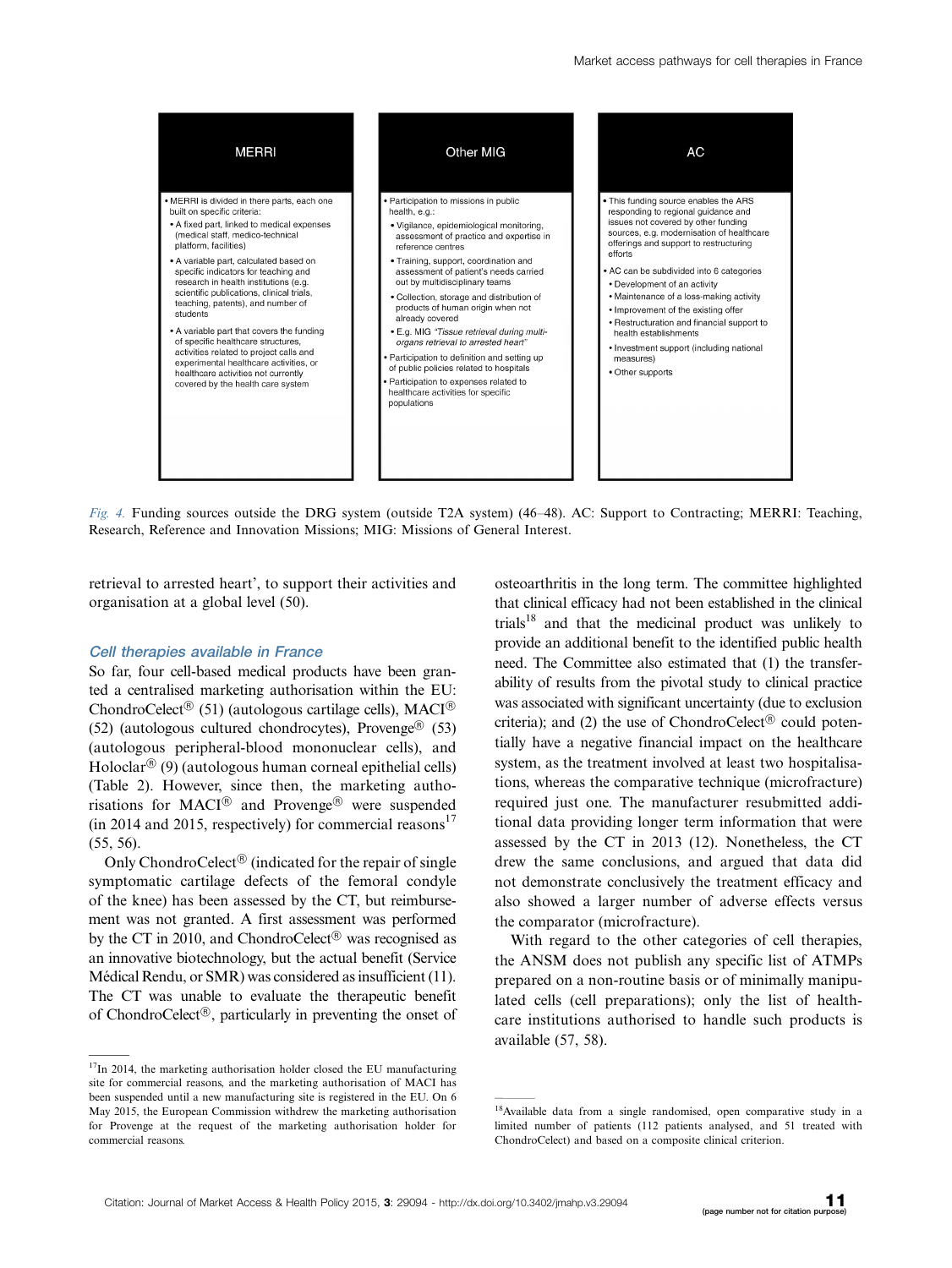| MERRI | Other MIG | AC |
|---|---|---|
| • MERRI is divided in there parts, each one built on specific criteria:<br>• A fixed part, linked to medical expenses (medical staff, medico-technical platform, facilities)<br>• A variable part, calculated based on specific indicators for teaching and research in health institutions (e.g. scientific publications, clinical trials, teaching, patents), and number of students<br>• A variable part that covers the funding of specific healthcare structures, activities related to project calls and experimental healthcare activities, or healthcare activities not currently covered by the health care system | • Participation to missions in public health, e.g.:<br>• Vigilance, epidemiological monitoring, assessment of practice and expertise in reference centres<br>• Training, support, coordination and assessment of patient's needs carried out by multidisciplinary teams<br>• Collection, storage and distribution of products of human origin when not already covered<br>• E.g. MIG *"Tissue retrieval during multi-organs retrieval to arrested heart"*<br>• Participation to definition and setting up of public policies related to hospitals<br>• Participation to expenses related to healthcare activities for specific populations | • This funding source enables the ARS responding to regional guidance and issues not covered by other funding sources, e.g. modernisation of healthcare offerings and support to restructuring efforts<br>• AC can be subdivided into 6 categories<br>• Development of an activity<br>• Maintenance of a loss-making activity<br>• Improvement of the existing offer<br>• Restructuration and financial support to health establishments<br>• Investment support (including national measures)<br>• Other supports |

*Fig. 4.* Funding sources outside the DRG system (outside T2A system) (46–48). AC: Support to Contracting; MERRI: Teaching, Research, Reference and Innovation Missions; MIG: Missions of General Interest.

retrieval to arrested heart', to support their activities and organisation at a global level (50).

### *Cell therapies available in France*

So far, four cell-based medical products have been granted a centralised marketing authorisation within the EU: ChondroCelect® (51) (autologous cartilage cells), MACI® (52) (autologous cultured chondrocytes), Provenge® (53) (autologous peripheral-blood mononuclear cells), and Holoclar® (9) (autologous human corneal epithelial cells) (Table 2). However, since then, the marketing authorisations for MACI® and Provenge® were suspended (in 2014 and 2015, respectively) for commercial reasons[17] (55, 56).

Only ChondroCelect® (indicated for the repair of single symptomatic cartilage defects of the femoral condyle of the knee) has been assessed by the CT, but reimbursement was not granted. A first assessment was performed by the CT in 2010, and ChondroCelect® was recognised as an innovative biotechnology, but the actual benefit (Service Médical Rendu, or SMR) was considered as insufficient (11). The CT was unable to evaluate the therapeutic benefit of ChondroCelect®, particularly in preventing the onset of osteoarthritis in the long term. The committee highlighted that clinical efficacy had not been established in the clinical trials[18] and that the medicinal product was unlikely to provide an additional benefit to the identified public health need. The Committee also estimated that (1) the transferability of results from the pivotal study to clinical practice was associated with significant uncertainty (due to exclusion criteria); and (2) the use of ChondroCelect® could potentially have a negative financial impact on the healthcare system, as the treatment involved at least two hospitalisations, whereas the comparative technique (microfracture) required just one. The manufacturer resubmitted additional data providing longer term information that were assessed by the CT in 2013 (12). Nonetheless, the CT drew the same conclusions, and argued that data did not demonstrate conclusively the treatment efficacy and also showed a larger number of adverse effects versus the comparator (microfracture).

With regard to the other categories of cell therapies, the ANSM does not publish any specific list of ATMPs prepared on a non-routine basis or of minimally manipulated cells (cell preparations); only the list of healthcare institutions authorised to handle such products is available (57, 58).

[17]In 2014, the marketing authorisation holder closed the EU manufacturing site for commercial reasons, and the marketing authorisation of MACI has been suspended until a new manufacturing site is registered in the EU. On 6 May 2015, the European Commission withdrew the marketing authorisation for Provenge at the request of the marketing authorisation holder for commercial reasons.

[18]Available data from a single randomised, open comparative study in a limited number of patients (112 patients analysed, and 51 treated with ChondroCelect) and based on a composite clinical criterion.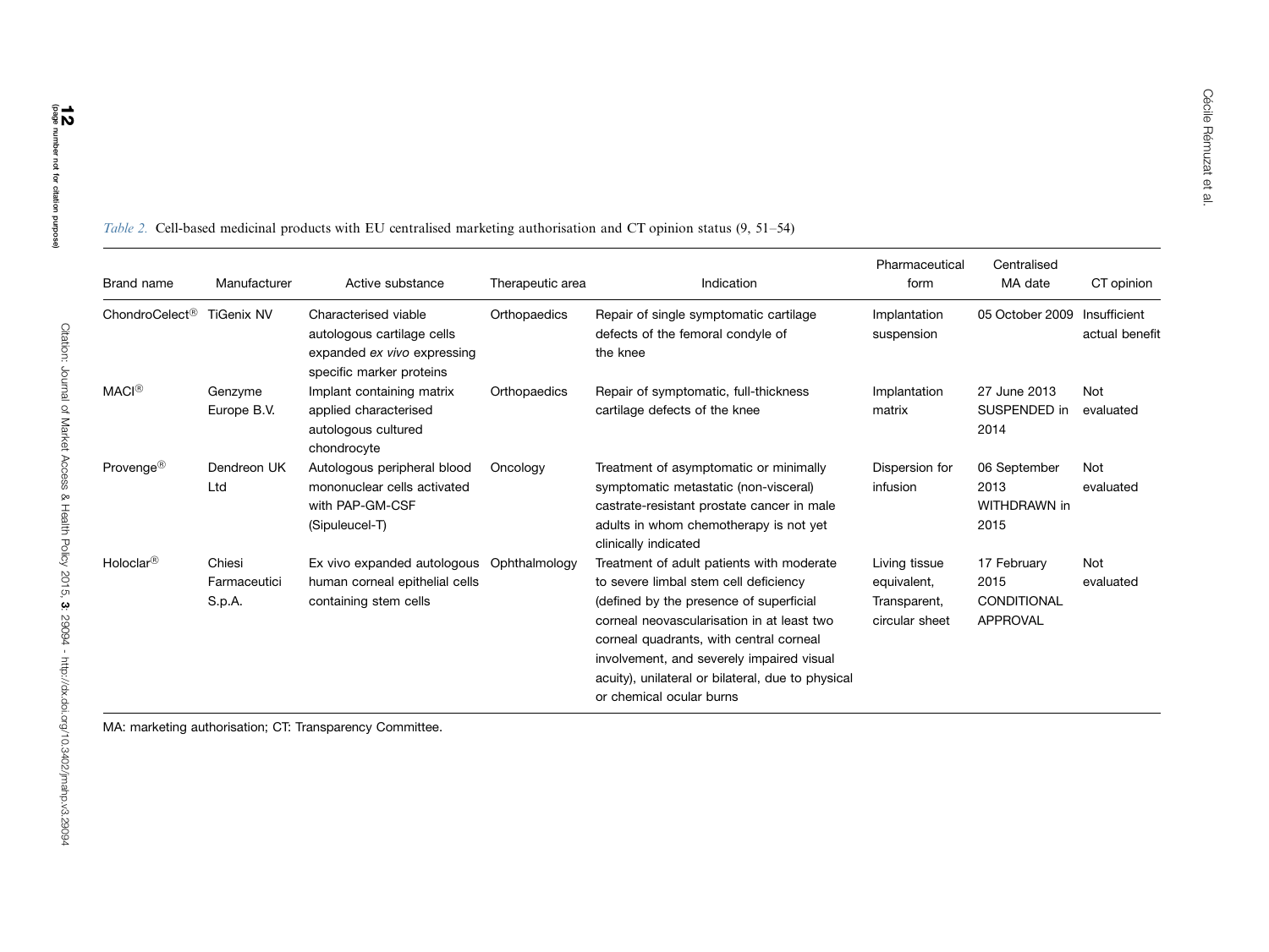*Table 2.* Cell-based medicinal products with EU centralised marketing authorisation and CT opinion status (9, 51–54)

| Brand name | Manufacturer | Active substance | Therapeutic area | Indication | Pharmaceutical form | Centralised MA date | CT opinion |
|---|---|---|---|---|---|---|---|
| ChondroCelect® | TiGenix NV | Characterised viable autologous cartilage cells expanded *ex vivo* expressing specific marker proteins | Orthopaedics | Repair of single symptomatic cartilage defects of the femoral condyle of the knee | Implantation suspension | 05 October 2009 | Insufficient actual benefit |
| MACI® | Genzyme Europe B.V. | Implant containing matrix applied characterised autologous cultured chondrocyte | Orthopaedics | Repair of symptomatic, full-thickness cartilage defects of the knee | Implantation matrix | 27 June 2013 SUSPENDED in 2014 | Not evaluated |
| Provenge® | Dendreon UK Ltd | Autologous peripheral blood mononuclear cells activated with PAP-GM-CSF (Sipuleucel-T) | Oncology | Treatment of asymptomatic or minimally symptomatic metastatic (non-visceral) castrate-resistant prostate cancer in male adults in whom chemotherapy is not yet clinically indicated | Dispersion for infusion | 06 September 2013 WITHDRAWN in 2015 | Not evaluated |
| Holoclar® | Chiesi Farmaceutici S.p.A. | Ex vivo expanded autologous human corneal epithelial cells containing stem cells | Ophthalmology | Treatment of adult patients with moderate to severe limbal stem cell deficiency (defined by the presence of superficial corneal neovascularisation in at least two corneal quadrants, with central corneal involvement, and severely impaired visual acuity), unilateral or bilateral, due to physical or chemical ocular burns | Living tissue equivalent, Transparent, circular sheet | 17 February 2015 CONDITIONAL APPROVAL | Not evaluated |

MA: marketing authorisation; CT: Transparency Committee.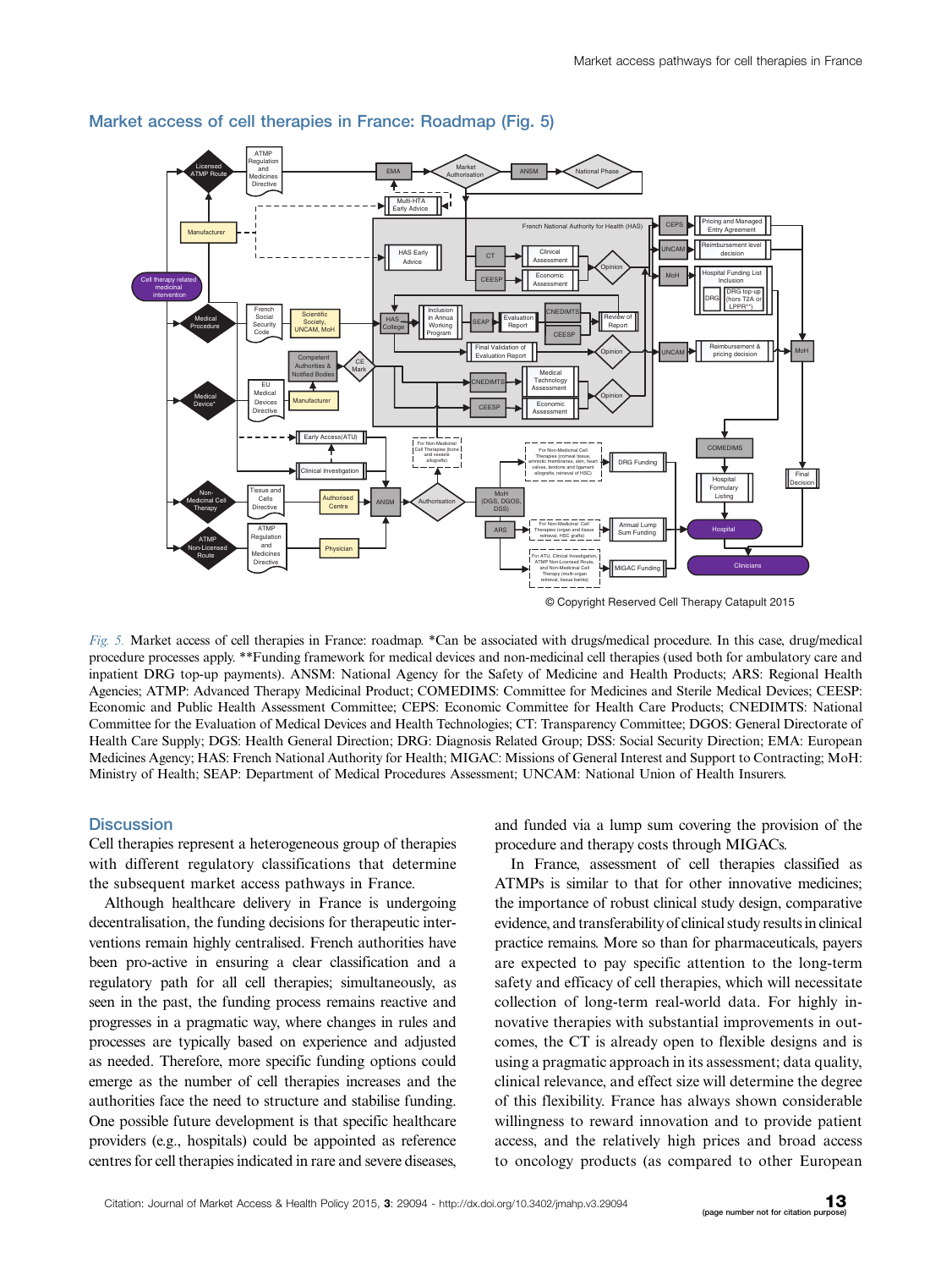## Market access of cell therapies in France: Roadmap (Fig. 5)

*Fig. 5.* Market access of cell therapies in France: roadmap. *Can be associated with drugs/medical procedure. In this case, drug/medical procedure processes apply. **Funding framework for medical devices and non-medicinal cell therapies (used both for ambulatory care and inpatient DRG top-up payments). ANSM: National Agency for the Safety of Medicine and Health Products; ARS: Regional Health Agencies; ATMP: Advanced Therapy Medicinal Product; COMEDIMS: Committee for Medicines and Sterile Medical Devices; CEESP: Economic and Public Health Assessment Committee; CEPS: Economic Committee for Health Care Products; CNEDIMTS: National Committee for the Evaluation of Medical Devices and Health Technologies; CT: Transparency Committee; DGOS: General Directorate of Health Care Supply; DGS: Health General Direction; DRG: Diagnosis Related Group; DSS: Social Security Direction; EMA: European Medicines Agency; HAS: French National Authority for Health; MIGAC: Missions of General Interest and Support to Contracting; MoH: Ministry of Health; SEAP: Department of Medical Procedures Assessment; UNCAM: National Union of Health Insurers.

## Discussion

Cell therapies represent a heterogeneous group of therapies with different regulatory classifications that determine the subsequent market access pathways in France.

Although healthcare delivery in France is undergoing decentralisation, the funding decisions for therapeutic interventions remain highly centralised. French authorities have been pro-active in ensuring a clear classification and a regulatory path for all cell therapies; simultaneously, as seen in the past, the funding process remains reactive and progresses in a pragmatic way, where changes in rules and processes are typically based on experience and adjusted as needed. Therefore, more specific funding options could emerge as the number of cell therapies increases and the authorities face the need to structure and stabilise funding. One possible future development is that specific healthcare providers (e.g., hospitals) could be appointed as reference centres for cell therapies indicated in rare and severe diseases, and funded via a lump sum covering the provision of the procedure and therapy costs through MIGACs.

In France, assessment of cell therapies classified as ATMPs is similar to that for other innovative medicines; the importance of robust clinical study design, comparative evidence, and transferability of clinical study results in clinical practice remains. More so than for pharmaceuticals, payers are expected to pay specific attention to the long-term safety and efficacy of cell therapies, which will necessitate collection of long-term real-world data. For highly innovative therapies with substantial improvements in outcomes, the CT is already open to flexible designs and is using a pragmatic approach in its assessment; data quality, clinical relevance, and effect size will determine the degree of this flexibility. France has always shown considerable willingness to reward innovation and to provide patient access, and the relatively high prices and broad access to oncology products (as compared to other European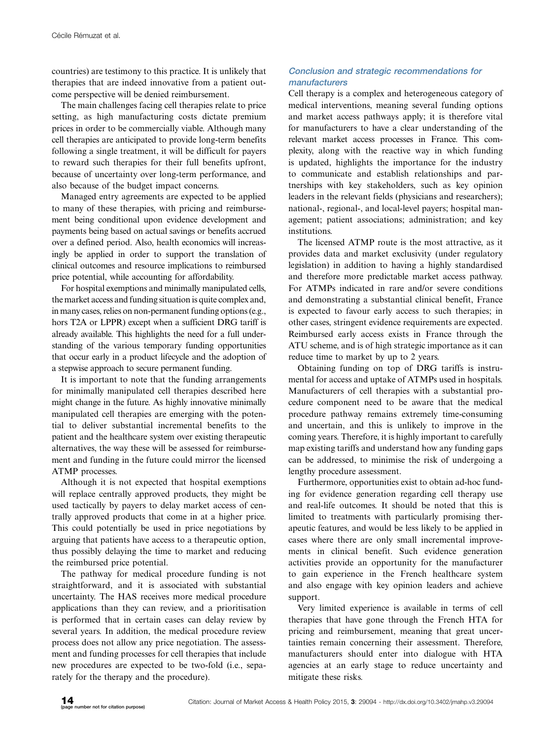countries) are testimony to this practice. It is unlikely that therapies that are indeed innovative from a patient outcome perspective will be denied reimbursement.

The main challenges facing cell therapies relate to price setting, as high manufacturing costs dictate premium prices in order to be commercially viable. Although many cell therapies are anticipated to provide long-term benefits following a single treatment, it will be difficult for payers to reward such therapies for their full benefits upfront, because of uncertainty over long-term performance, and also because of the budget impact concerns.

Managed entry agreements are expected to be applied to many of these therapies, with pricing and reimbursement being conditional upon evidence development and payments being based on actual savings or benefits accrued over a defined period. Also, health economics will increasingly be applied in order to support the translation of clinical outcomes and resource implications to reimbursed price potential, while accounting for affordability.

For hospital exemptions and minimally manipulated cells, the market access and funding situation is quite complex and, in many cases, relies on non-permanent funding options (e.g., hors T2A or LPPR) except when a sufficient DRG tariff is already available. This highlights the need for a full understanding of the various temporary funding opportunities that occur early in a product lifecycle and the adoption of a stepwise approach to secure permanent funding.

It is important to note that the funding arrangements for minimally manipulated cell therapies described here might change in the future. As highly innovative minimally manipulated cell therapies are emerging with the potential to deliver substantial incremental benefits to the patient and the healthcare system over existing therapeutic alternatives, the way these will be assessed for reimbursement and funding in the future could mirror the licensed ATMP processes.

Although it is not expected that hospital exemptions will replace centrally approved products, they might be used tactically by payers to delay market access of centrally approved products that come in at a higher price. This could potentially be used in price negotiations by arguing that patients have access to a therapeutic option, thus possibly delaying the time to market and reducing the reimbursed price potential.

The pathway for medical procedure funding is not straightforward, and it is associated with substantial uncertainty. The HAS receives more medical procedure applications than they can review, and a prioritisation is performed that in certain cases can delay review by several years. In addition, the medical procedure review process does not allow any price negotiation. The assessment and funding processes for cell therapies that include new procedures are expected to be two-fold (i.e., separately for the therapy and the procedure).

### *Conclusion and strategic recommendations for manufacturers*

Cell therapy is a complex and heterogeneous category of medical interventions, meaning several funding options and market access pathways apply; it is therefore vital for manufacturers to have a clear understanding of the relevant market access processes in France. This complexity, along with the reactive way in which funding is updated, highlights the importance for the industry to communicate and establish relationships and partnerships with key stakeholders, such as key opinion leaders in the relevant fields (physicians and researchers); national-, regional-, and local-level payers; hospital management; patient associations; administration; and key institutions.

The licensed ATMP route is the most attractive, as it provides data and market exclusivity (under regulatory legislation) in addition to having a highly standardised and therefore more predictable market access pathway. For ATMPs indicated in rare and/or severe conditions and demonstrating a substantial clinical benefit, France is expected to favour early access to such therapies; in other cases, stringent evidence requirements are expected. Reimbursed early access exists in France through the ATU scheme, and is of high strategic importance as it can reduce time to market by up to 2 years.

Obtaining funding on top of DRG tariffs is instrumental for access and uptake of ATMPs used in hospitals. Manufacturers of cell therapies with a substantial procedure component need to be aware that the medical procedure pathway remains extremely time-consuming and uncertain, and this is unlikely to improve in the coming years. Therefore, it is highly important to carefully map existing tariffs and understand how any funding gaps can be addressed, to minimise the risk of undergoing a lengthy procedure assessment.

Furthermore, opportunities exist to obtain ad-hoc funding for evidence generation regarding cell therapy use and real-life outcomes. It should be noted that this is limited to treatments with particularly promising therapeutic features, and would be less likely to be applied in cases where there are only small incremental improvements in clinical benefit. Such evidence generation activities provide an opportunity for the manufacturer to gain experience in the French healthcare system and also engage with key opinion leaders and achieve support.

Very limited experience is available in terms of cell therapies that have gone through the French HTA for pricing and reimbursement, meaning that great uncertainties remain concerning their assessment. Therefore, manufacturers should enter into dialogue with HTA agencies at an early stage to reduce uncertainty and mitigate these risks.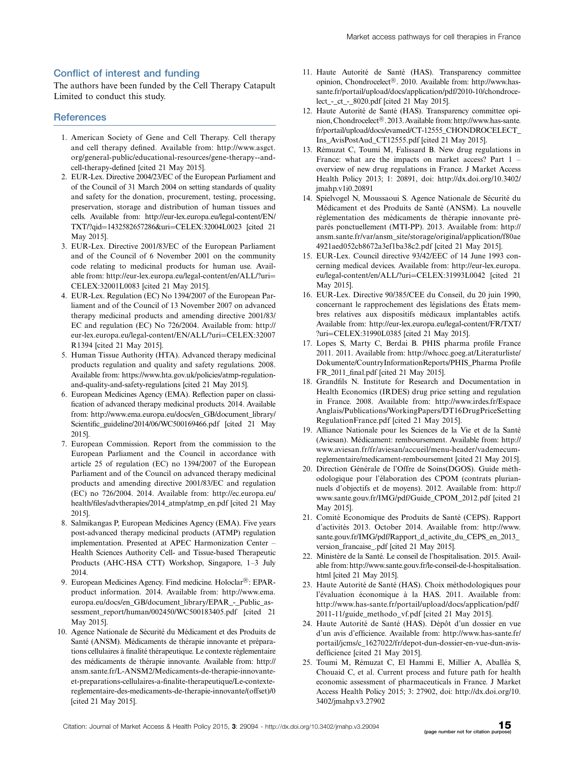## Conflict of interest and funding

The authors have been funded by the Cell Therapy Catapult Limited to conduct this study.

## References

1. American Society of Gene and Cell Therapy. Cell therapy and cell therapy defined. Available from: http://www.asgct.org/general-public/educational-resources/gene-therapy--and-cell-therapy-defined [cited 21 May 2015].
2. EUR-Lex. Directive 2004/23/EC of the European Parliament and of the Council of 31 March 2004 on setting standards of quality and safety for the donation, procurement, testing, processing, preservation, storage and distribution of human tissues and cells. Available from: http://eur-lex.europa.eu/legal-content/EN/TXT/?qid=1432582657286&uri=CELEX:32004L0023 [cited 21 May 2015].
3. EUR-Lex. Directive 2001/83/EC of the European Parliament and of the Council of 6 November 2001 on the community code relating to medicinal products for human use. Available from: http://eur-lex.europa.eu/legal-content/en/ALL/?uri=CELEX:32001L0083 [cited 21 May 2015].
4. EUR-Lex. Regulation (EC) No 1394/2007 of the European Parliament and of the Council of 13 November 2007 on advanced therapy medicinal products and amending directive 2001/83/EC and regulation (EC) No 726/2004. Available from: http://eur-lex.europa.eu/legal-content/EN/ALL/?uri=CELEX:32007R1394 [cited 21 May 2015].
5. Human Tissue Authority (HTA). Advanced therapy medicinal products regulation and quality and safety regulations. 2008. Available from: https://www.hta.gov.uk/policies/atmp-regulation-and-quality-and-safety-regulations [cited 21 May 2015].
6. European Medicines Agency (EMA). Reflection paper on classification of advanced therapy medicinal products. 2014. Available from: http://www.ema.europa.eu/docs/en_GB/document_library/Scientific_guideline/2014/06/WC500169466.pdf [cited 21 May 2015].
7. European Commission. Report from the commission to the European Parliament and the Council in accordance with article 25 of regulation (EC) no 1394/2007 of the European Parliament and of the Council on advanced therapy medicinal products and amending directive 2001/83/EC and regulation (EC) no 726/2004. 2014. Available from: http://ec.europa.eu/health/files/advtherapies/2014_atmp/atmp_en.pdf [cited 21 May 2015].
8. Salmikangas P, European Medicines Agency (EMA). Five years post-advanced therapy medicinal products (ATMP) regulation implementation. Presented at APEC Harmonization Center – Health Sciences Authority Cell- and Tissue-based Therapeutic Products (AHC-HSA CTT) Workshop, Singapore, 1–3 July 2014.
9. European Medicines Agency. Find medicine. Holoclar®: EPAR-product information. 2014. Available from: http://www.ema.europa.eu/docs/en_GB/document_library/EPAR_-_Public_assessment_report/human/002450/WC500183405.pdf [cited 21 May 2015].
10. Agence Nationale de Sécurité du Médicament et des Produits de Santé (ANSM). Médicaments de thérapie innovante et préparations cellulaires à finalité thérapeutique. Le contexte réglementaire des médicaments de thérapie innovante. Available from: http://ansm.sante.fr/L-ANSM2/Medicaments-de-therapie-innovante-et-preparations-cellulaires-a-finalite-therapeutique/Le-contexte-reglementaire-des-medicaments-de-therapie-innovante/(offset)/0 [cited 21 May 2015].
11. Haute Autorité de Santé (HAS). Transparency committee opinion, Chondrocelect®. 2010. Available from: http://www.has-sante.fr/portail/upload/docs/application/pdf/2010-10/chondrocelect_-_ct_-_8020.pdf [cited 21 May 2015].
12. Haute Autorité de Santé (HAS). Transparency committee opinion, Chondrocelect®. 2013. Available from: http://www.has-sante.fr/portail/upload/docs/evamed/CT-12555_CHONDROCELECT_Ins_AvisPostAud_CT12555.pdf [cited 21 May 2015].
13. Rémuzat C, Toumi M, Falissard B. New drug regulations in France: what are the impacts on market access? Part 1 – overview of new drug regulations in France. J Market Access Health Policy 2013; 1: 20891, doi: http://dx.doi.org/10.3402/jmahp.v1i0.20891
14. Spielvogel N, Moussaoui S. Agence Nationale de Sécurité du Médicament et des Produits de Santé (ANSM). La nouvelle réglementation des médicaments de thérapie innovante préparés ponctuellement (MTI-PP). 2013. Available from: http://ansm.sante.fr/var/ansm_site/storage/original/application/f80ae4921aed052cb8672a3ef1ba38c2.pdf [cited 21 May 2015].
15. EUR-Lex. Council directive 93/42/EEC of 14 June 1993 concerning medical devices. Available from: http://eur-lex.europa.eu/legal-content/en/ALL/?uri=CELEX:31993L0042 [cited 21 May 2015].
16. EUR-Lex. Directive 90/385/CEE du Conseil, du 20 juin 1990, concernant le rapprochement des législations des États membres relatives aux dispositifs médicaux implantables actifs. Available from: http://eur-lex.europa.eu/legal-content/FR/TXT/?uri=CELEX:31990L0385 [cited 21 May 2015].
17. Lopes S, Marty C, Berdai B. PHIS pharma profile France 2011. 2011. Available from: http://whocc.goeg.at/Literaturliste/Dokumente/CountryInformationReports/PHIS_Pharma Profile FR_2011_final.pdf [cited 21 May 2015].
18. Grandfils N. Institute for Research and Documentation in Health Economics (IRDES) drug price setting and regulation in France. 2008. Available from: http://www.irdes.fr/EspaceAnglais/Publications/WorkingPapers/DT16DrugPriceSettingRegulationFrance.pdf [cited 21 May 2015].
19. Alliance Nationale pour les Sciences de la Vie et de la Santé (Aviesan). Médicament: remboursement. Available from: http://www.aviesan.fr/fr/aviesan/accueil/menu-header/vademecum-reglementaire/medicament-remboursement [cited 21 May 2015].
20. Direction Générale de l'Offre de Soins(DGOS). Guide méthodologique pour l'élaboration des CPOM (contrats pluriannuels d'objectifs et de moyens). 2012. Available from: http://www.sante.gouv.fr/IMG/pdf/Guide_CPOM_2012.pdf [cited 21 May 2015].
21. Comité Economique des Produits de Santé (CEPS). Rapport d'activités 2013. October 2014. Available from: http://www.sante.gouv.fr/IMG/pdf/Rapport_d_activite_du_CEPS_en_2013_version_francaise_.pdf [cited 21 May 2015].
22. Ministère de la Santé. Le conseil de l'hospitalisation. 2015. Available from: http://www.sante.gouv.fr/le-conseil-de-l-hospitalisation.html [cited 21 May 2015].
23. Haute Autorité de Santé (HAS). Choix méthodologiques pour l'évaluation économique à la HAS. 2011. Available from: http://www.has-sante.fr/portail/upload/docs/application/pdf/2011-11/guide_methodo_vf.pdf [cited 21 May 2015].
24. Haute Autorité de Santé (HAS). Dépôt d'un dossier en vue d'un avis d'efficience. Available from: http://www.has-sante.fr/portail/jcms/c_1627022/fr/depot-dun-dossier-en-vue-dun-avis-defficience [cited 21 May 2015].
25. Toumi M, Rémuzat C, El Hammi E, Millier A, Aballéa S, Chouaid C, et al. Current process and future path for health economic assessment of pharmaceuticals in France. J Market Access Health Policy 2015; 3: 27902, doi: http://dx.doi.org/10.3402/jmahp.v3.27902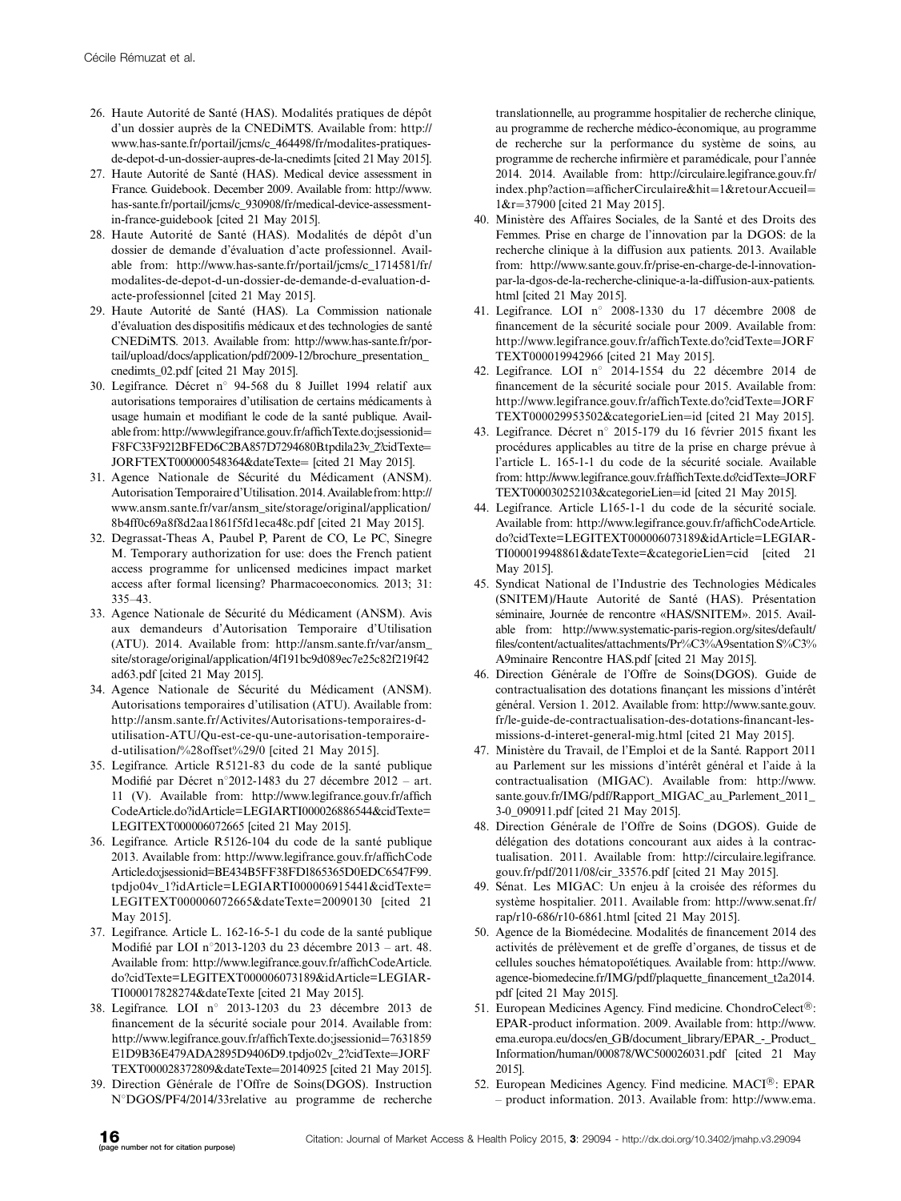26. Haute Autorité de Santé (HAS). Modalités pratiques de dépôt d'un dossier auprès de la CNEDiMTS. Available from: http://www.has-sante.fr/portail/jcms/c_464498/fr/modalites-pratiques-de-depot-d-un-dossier-aupres-de-la-cnedimts [cited 21 May 2015].
27. Haute Autorité de Santé (HAS). Medical device assessment in France. Guidebook. December 2009. Available from: http://www.has-sante.fr/portail/jcms/c_930908/fr/medical-device-assessment-in-france-guidebook [cited 21 May 2015].
28. Haute Autorité de Santé (HAS). Modalités de dépôt d'un dossier de demande d'évaluation d'acte professionnel. Available from: http://www.has-sante.fr/portail/jcms/c_1714581/fr/modalites-de-depot-d-un-dossier-de-demande-d-evaluation-d-acte-professionnel [cited 21 May 2015].
29. Haute Autorité de Santé (HAS). La Commission nationale d'évaluation des dispositifs médicaux et des technologies de santé CNEDiMTS. 2013. Available from: http://www.has-sante.fr/portail/upload/docs/application/pdf/2009-12/brochure_presentation_cnedimts_02.pdf [cited 21 May 2015].
30. Legifrance. Décret n° 94-568 du 8 Juillet 1994 relatif aux autorisations temporaires d'utilisation de certains médicaments à usage humain et modifiant le code de la santé publique. Available from: http://www.legifrance.gouv.fr/affichTexte.do;jsessionid=F8FC33F9212BFED6C2BA857D7294680B.tpdila23v_2?cidTexte=JORFTEXT000000548364&dateTexte= [cited 21 May 2015].
31. Agence Nationale de Sécurité du Médicament (ANSM). Autorisation Temporaire d'Utilisation. 2014. Available from: http://www.ansm.sante.fr/var/ansm_site/storage/original/application/8b4ff0c69a8f8d2aa1861f5fd1eca48c.pdf [cited 21 May 2015].
32. Degrassat-Theas A, Paubel P, Parent de CO, Le PC, Sinegre M. Temporary authorization for use: does the French patient access programme for unlicensed medicines impact market access after formal licensing? Pharmacoeconomics. 2013; 31: 335–43.
33. Agence Nationale de Sécurité du Médicament (ANSM). Avis aux demandeurs d'Autorisation Temporaire d'Utilisation (ATU). 2014. Available from: http://ansm.sante.fr/var/ansm_site/storage/original/application/4f191bc9d089ec7e25c82f219f42ad63.pdf [cited 21 May 2015].
34. Agence Nationale de Sécurité du Médicament (ANSM). Autorisations temporaires d'utilisation (ATU). Available from: http://ansm.sante.fr/Activites/Autorisations-temporaires-d-utilisation-ATU/Qu-est-ce-qu-une-autorisation-temporaire-d-utilisation/%28offset%29/0 [cited 21 May 2015].
35. Legifrance. Article R5121-83 du code de la santé publique Modifié par Décret n°2012-1483 du 27 décembre 2012 – art. 11 (V). Available from: http://www.legifrance.gouv.fr/affichCodeArticle.do?idArticle=LEGIARTI000026886544&cidTexte=LEGITEXT000006072665 [cited 21 May 2015].
36. Legifrance. Article R5126-104 du code de la santé publique 2013. Available from: http://www.legifrance.gouv.fr/affichCodeArticle.do;jsessionid=BE434B5FF38FD1865365D0EDC6547F99.tpdjo04v_1?idArticle=LEGIARTI000006915441&cidTexte=LEGITEXT000006072665&dateTexte=20090130 [cited 21 May 2015].
37. Legifrance. Article L. 162-16-5-1 du code de la santé publique Modifié par LOI n°2013-1203 du 23 décembre 2013 – art. 48. Available from: http://www.legifrance.gouv.fr/affichCodeArticle.do?cidTexte=LEGITEXT000006073189&idArticle=LEGIARTI000017828274&dateTexte [cited 21 May 2015].
38. Legifrance. LOI n° 2013-1203 du 23 décembre 2013 de financement de la sécurité sociale pour 2014. Available from: http://www.legifrance.gouv.fr/affichTexte.do;jsessionid=7631859E1D9B36E479ADA2895D9406D9.tpdjo02v_2?cidTexte=JORFTEXT000028372809&dateTexte=20140925 [cited 21 May 2015].
39. Direction Générale de l'Offre de Soins(DGOS). Instruction N°DGOS/PF4/2014/33relative au programme de recherche translationnelle, au programme hospitalier de recherche clinique, au programme de recherche médico-économique, au programme de recherche sur la performance du système de soins, au programme de recherche infirmière et paramédicale, pour l'année 2014. 2014. Available from: http://circulaire.legifrance.gouv.fr/index.php?action=afficherCirculaire&hit=1&retourAccueil=1&r=37900 [cited 21 May 2015].
40. Ministère des Affaires Sociales, de la Santé et des Droits des Femmes. Prise en charge de l'innovation par la DGOS: de la recherche clinique à la diffusion aux patients. 2013. Available from: http://www.sante.gouv.fr/prise-en-charge-de-l-innovation-par-la-dgos-de-la-recherche-clinique-a-la-diffusion-aux-patients.html [cited 21 May 2015].
41. Legifrance. LOI n° 2008-1330 du 17 décembre 2008 de financement de la sécurité sociale pour 2009. Available from: http://www.legifrance.gouv.fr/affichTexte.do?cidTexte=JORFTEXT000019942966 [cited 21 May 2015].
42. Legifrance. LOI n° 2014-1554 du 22 décembre 2014 de financement de la sécurité sociale pour 2015. Available from: http://www.legifrance.gouv.fr/affichTexte.do?cidTexte=JORFTEXT000029953502&categorieLien=id [cited 21 May 2015].
43. Legifrance. Décret n° 2015-179 du 16 février 2015 fixant les procédures applicables au titre de la prise en charge prévue à l'article L. 165-1-1 du code de la sécurité sociale. Available from: http://www.legifrance.gouv.fr/affichTexte.do?cidTexte=JORFTEXT000030252103&categorieLien=id [cited 21 May 2015].
44. Legifrance. Article L165-1-1 du code de la sécurité sociale. Available from: http://www.legifrance.gouv.fr/affichCodeArticle.do?cidTexte=LEGITEXT000006073189&idArticle=LEGIARTI000019948861&dateTexte=&categorieLien=cid [cited 21 May 2015].
45. Syndicat National de l'Industrie des Technologies Médicales (SNITEM)/Haute Autorité de Santé (HAS). Présentation séminaire, Journée de rencontre «HAS/SNITEM». 2015. Available from: http://www.systematic-paris-region.org/sites/default/files/content/actualites/attachments/Pr%C3%A9sentation S%C3%A9minaire Rencontre HAS.pdf [cited 21 May 2015].
46. Direction Générale de l'Offre de Soins(DGOS). Guide de contractualisation des dotations finançant les missions d'intérêt général. Version 1. 2012. Available from: http://www.sante.gouv.fr/le-guide-de-contractualisation-des-dotations-financant-les-missions-d-interet-general-mig.html [cited 21 May 2015].
47. Ministère du Travail, de l'Emploi et de la Santé. Rapport 2011 au Parlement sur les missions d'intérêt général et l'aide à la contractualisation (MIGAC). Available from: http://www.sante.gouv.fr/IMG/pdf/Rapport_MIGAC_au_Parlement_2011_3-0_090911.pdf [cited 21 May 2015].
48. Direction Générale de l'Offre de Soins (DGOS). Guide de délégation des dotations concourant aux aides à la contractualisation. 2011. Available from: http://circulaire.legifrance.gouv.fr/pdf/2011/08/cir_33576.pdf [cited 21 May 2015].
49. Sénat. Les MIGAC: Un enjeu à la croisée des réformes du système hospitalier. 2011. Available from: http://www.senat.fr/rap/r10-686/r10-6861.html [cited 21 May 2015].
50. Agence de la Biomédecine. Modalités de financement 2014 des activités de prélèvement et de greffe d'organes, de tissus et de cellules souches hématopoïétiques. Available from: http://www.agence-biomedecine.fr/IMG/pdf/plaquette_financement_t2a2014.pdf [cited 21 May 2015].
51. European Medicines Agency. Find medicine. ChondroCelect®: EPAR-product information. 2009. Available from: http://www.ema.europa.eu/docs/en_GB/document_library/EPAR_-_Product_Information/human/000878/WC500026031.pdf [cited 21 May 2015].
52. European Medicines Agency. Find medicine. MACI®: EPAR – product information. 2013. Available from: http://www.ema.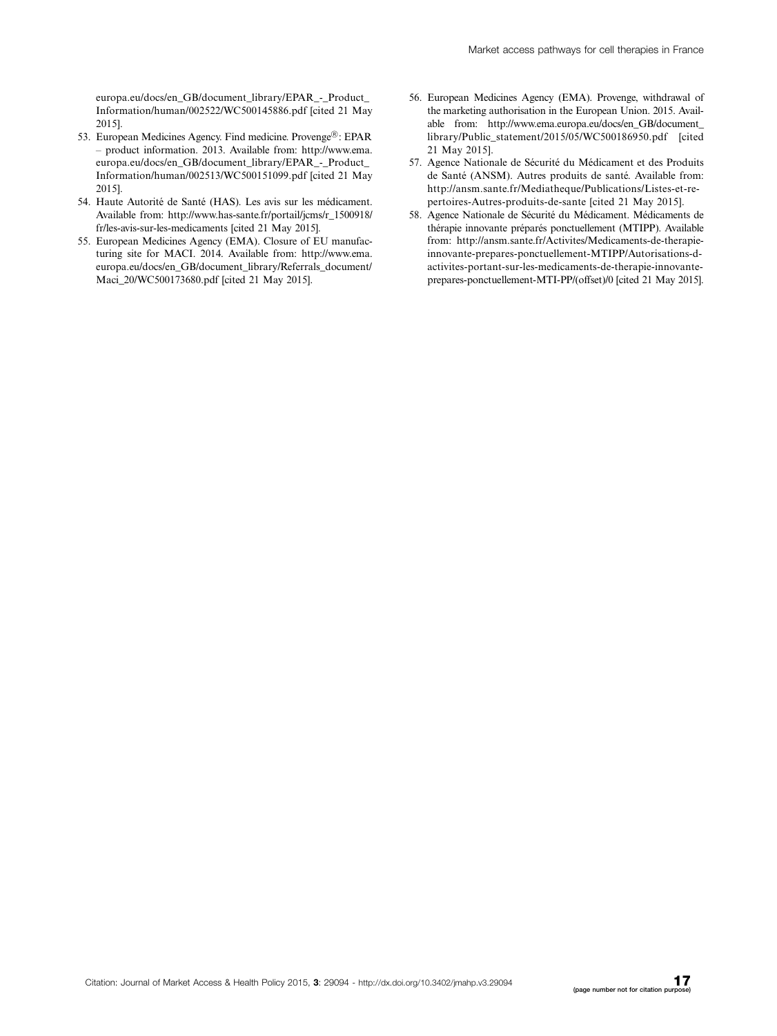europa.eu/docs/en_GB/document_library/EPAR_-_Product_Information/human/002522/WC500145886.pdf [cited 21 May 2015].

53. European Medicines Agency. Find medicine. Provenge®: EPAR – product information. 2013. Available from: http://www.ema.europa.eu/docs/en_GB/document_library/EPAR_-_Product_Information/human/002513/WC500151099.pdf [cited 21 May 2015].
54. Haute Autorité de Santé (HAS). Les avis sur les médicament. Available from: http://www.has-sante.fr/portail/jcms/r_1500918/fr/les-avis-sur-les-medicaments [cited 21 May 2015].
55. European Medicines Agency (EMA). Closure of EU manufacturing site for MACI. 2014. Available from: http://www.ema.europa.eu/docs/en_GB/document_library/Referrals_document/Maci_20/WC500173680.pdf [cited 21 May 2015].
56. European Medicines Agency (EMA). Provenge, withdrawal of the marketing authorisation in the European Union. 2015. Available from: http://www.ema.europa.eu/docs/en_GB/document_library/Public_statement/2015/05/WC500186950.pdf [cited 21 May 2015].
57. Agence Nationale de Sécurité du Médicament et des Produits de Santé (ANSM). Autres produits de santé. Available from: http://ansm.sante.fr/Mediatheque/Publications/Listes-et-repertoires-Autres-produits-de-sante [cited 21 May 2015].
58. Agence Nationale de Sécurité du Médicament. Médicaments de thérapie innovante préparés ponctuellement (MTIPP). Available from: http://ansm.sante.fr/Activites/Medicaments-de-therapie-innovante-prepares-ponctuellement-MTIPP/Autorisations-d-activites-portant-sur-les-medicaments-de-therapie-innovante-prepares-ponctuellement-MTI-PP/(offset)/0 [cited 21 May 2015].